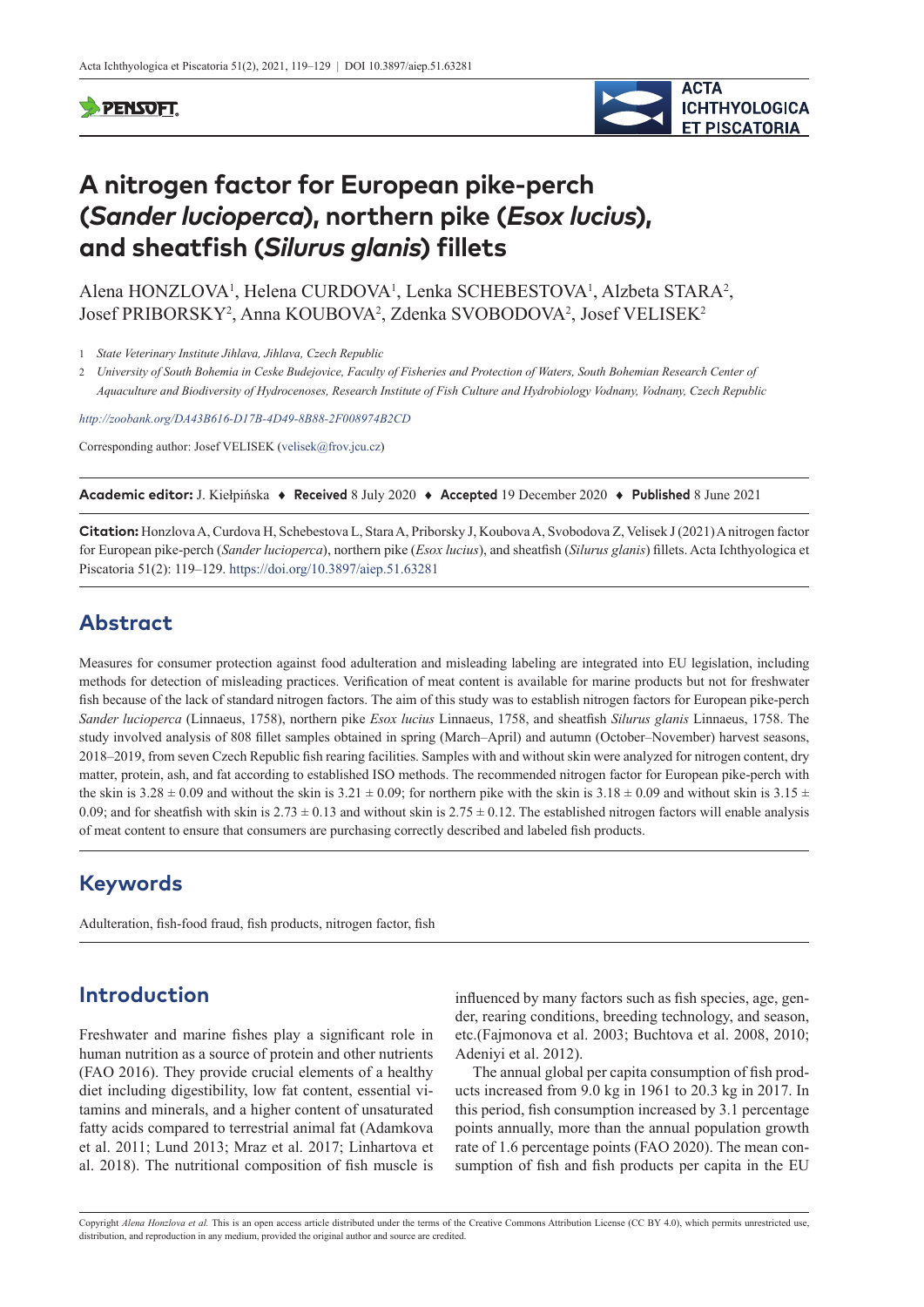# A nitrogen factor for European pike-perch (*Sander lucioperca*), northern pike (*Esox lucius*), and sheatfish (*Silurus glanis*) fillets

Alena HONZLOVA[1], Helena CURDOVA[1], Lenka SCHEBESTOVA[1], Alzbeta STARA[2], Josef PRIBORSKY[2], Anna KOUBOVA[2], Zdenka SVOBODOVA[2], Josef VELISEK[2]

1 *State Veterinary Institute Jihlava, Jihlava, Czech Republic*

2 *University of South Bohemia in Ceske Budejovice, Faculty of Fisheries and Protection of Waters, South Bohemian Research Center of Aquaculture and Biodiversity of Hydrocenoses, Research Institute of Fish Culture and Hydrobiology Vodnany, Vodnany, Czech Republic*

*http://zoobank.org/DA43B616-D17B-4D49-8B88-2F008974B2CD*

Corresponding author: Josef VELISEK (velisek@frov.jcu.cz)

**Academic editor:** J. Kiełpińska ♦ **Received** 8 July 2020 ♦ **Accepted** 19 December 2020 ♦ **Published** 8 June 2021

**Citation:** Honzlova A, Curdova H, Schebestova L, Stara A, Priborsky J, Koubova A, Svobodova Z, Velisek J (2021) A nitrogen factor for European pike-perch (*Sander lucioperca*), northern pike (*Esox lucius*), and sheatfish (*Silurus glanis*) fillets. Acta Ichthyologica et Piscatoria 51(2): 119–129. https://doi.org/10.3897/aiep.51.63281

## Abstract

Measures for consumer protection against food adulteration and misleading labeling are integrated into EU legislation, including methods for detection of misleading practices. Verification of meat content is available for marine products but not for freshwater fish because of the lack of standard nitrogen factors. The aim of this study was to establish nitrogen factors for European pike-perch *Sander lucioperca* (Linnaeus, 1758), northern pike *Esox lucius* Linnaeus, 1758, and sheatfish *Silurus glanis* Linnaeus, 1758. The study involved analysis of 808 fillet samples obtained in spring (March–April) and autumn (October–November) harvest seasons, 2018–2019, from seven Czech Republic fish rearing facilities. Samples with and without skin were analyzed for nitrogen content, dry matter, protein, ash, and fat according to established ISO methods. The recommended nitrogen factor for European pike-perch with the skin is $3.28 \pm 0.09$ and without the skin is $3.21 \pm 0.09$; for northern pike with the skin is $3.18 \pm 0.09$ and without skin is $3.15 \pm 0.09$; and for sheatfish with skin is $2.73 \pm 0.13$ and without skin is $2.75 \pm 0.12$. The established nitrogen factors will enable analysis of meat content to ensure that consumers are purchasing correctly described and labeled fish products.

## Keywords

Adulteration, fish-food fraud, fish products, nitrogen factor, fish

## Introduction

Freshwater and marine fishes play a significant role in human nutrition as a source of protein and other nutrients (FAO 2016). They provide crucial elements of a healthy diet including digestibility, low fat content, essential vitamins and minerals, and a higher content of unsaturated fatty acids compared to terrestrial animal fat (Adamkova et al. 2011; Lund 2013; Mraz et al. 2017; Linhartova et al. 2018). The nutritional composition of fish muscle is influenced by many factors such as fish species, age, gender, rearing conditions, breeding technology, and season, etc.(Fajmonova et al. 2003; Buchtova et al. 2008, 2010; Adeniyi et al. 2012).

The annual global per capita consumption of fish products increased from 9.0 kg in 1961 to 20.3 kg in 2017. In this period, fish consumption increased by 3.1 percentage points annually, more than the annual population growth rate of 1.6 percentage points (FAO 2020). The mean consumption of fish and fish products per capita in the EU

Copyright *Alena Honzlova et al.* This is an open access article distributed under the terms of the Creative Commons Attribution License (CC BY 4.0), which permits unrestricted use, distribution, and reproduction in any medium, provided the original author and source are credited.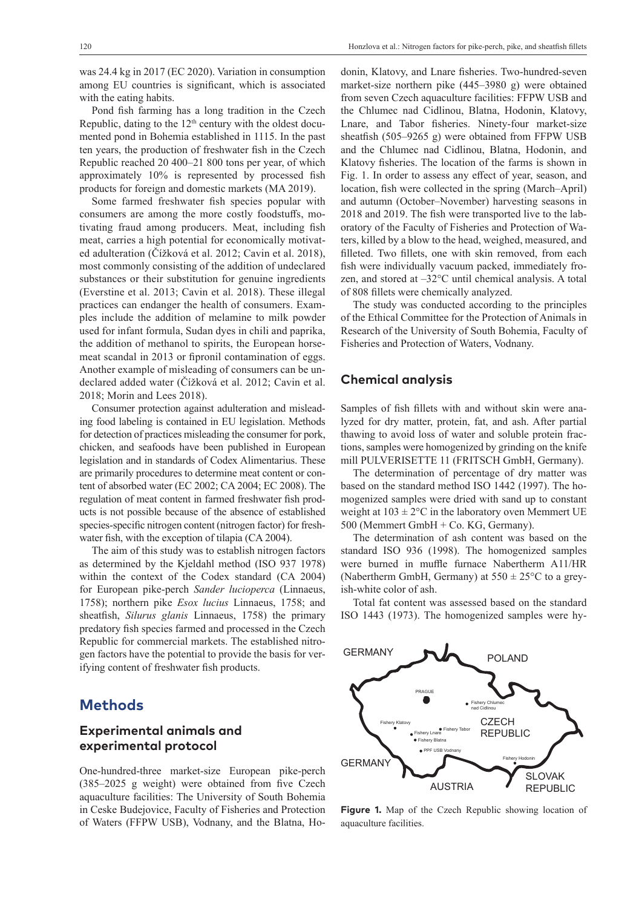was 24.4 kg in 2017 (EC 2020). Variation in consumption among EU countries is significant, which is associated with the eating habits.

Pond fish farming has a long tradition in the Czech Republic, dating to the 12th century with the oldest documented pond in Bohemia established in 1115. In the past ten years, the production of freshwater fish in the Czech Republic reached 20 400–21 800 tons per year, of which approximately 10% is represented by processed fish products for foreign and domestic markets (MA 2019).

Some farmed freshwater fish species popular with consumers are among the more costly foodstuffs, motivating fraud among producers. Meat, including fish meat, carries a high potential for economically motivated adulteration (Čížková et al. 2012; Cavin et al. 2018), most commonly consisting of the addition of undeclared substances or their substitution for genuine ingredients (Everstine et al. 2013; Cavin et al. 2018). These illegal practices can endanger the health of consumers. Examples include the addition of melamine to milk powder used for infant formula, Sudan dyes in chili and paprika, the addition of methanol to spirits, the European horsemeat scandal in 2013 or fipronil contamination of eggs. Another example of misleading of consumers can be undeclared added water (Čížková et al. 2012; Cavin et al. 2018; Morin and Lees 2018).

Consumer protection against adulteration and misleading food labeling is contained in EU legislation. Methods for detection of practices misleading the consumer for pork, chicken, and seafoods have been published in European legislation and in standards of Codex Alimentarius. These are primarily procedures to determine meat content or content of absorbed water (EC 2002; CA 2004; EC 2008). The regulation of meat content in farmed freshwater fish products is not possible because of the absence of established species-specific nitrogen content (nitrogen factor) for freshwater fish, with the exception of tilapia (CA 2004).

The aim of this study was to establish nitrogen factors as determined by the Kjeldahl method (ISO 937 1978) within the context of the Codex standard (CA 2004) for European pike-perch *Sander lucioperca* (Linnaeus, 1758); northern pike *Esox lucius* Linnaeus, 1758; and sheatfish, *Silurus glanis* Linnaeus, 1758) the primary predatory fish species farmed and processed in the Czech Republic for commercial markets. The established nitrogen factors have the potential to provide the basis for verifying content of freshwater fish products.

# Methods

## Experimental animals and experimental protocol

One-hundred-three market-size European pike-perch (385–2025 g weight) were obtained from five Czech aquaculture facilities: The University of South Bohemia in Ceske Budejovice, Faculty of Fisheries and Protection of Waters (FFPW USB), Vodnany, and the Blatna, Hodonin, Klatovy, and Lnare fisheries. Two-hundred-seven market-size northern pike (445–3980 g) were obtained from seven Czech aquaculture facilities: FFPW USB and the Chlumec nad Cidlinou, Blatna, Hodonin, Klatovy, Lnare, and Tabor fisheries. Ninety-four market-size sheatfish (505–9265 g) were obtained from FFPW USB and the Chlumec nad Cidlinou, Blatna, Hodonin, and Klatovy fisheries. The location of the farms is shown in Fig. 1. In order to assess any effect of year, season, and location, fish were collected in the spring (March–April) and autumn (October–November) harvesting seasons in 2018 and 2019. The fish were transported live to the laboratory of the Faculty of Fisheries and Protection of Waters, killed by a blow to the head, weighed, measured, and filleted. Two fillets, one with skin removed, from each fish were individually vacuum packed, immediately frozen, and stored at –32°C until chemical analysis. A total of 808 fillets were chemically analyzed.

The study was conducted according to the principles of the Ethical Committee for the Protection of Animals in Research of the University of South Bohemia, Faculty of Fisheries and Protection of Waters, Vodnany.

## Chemical analysis

Samples of fish fillets with and without skin were analyzed for dry matter, protein, fat, and ash. After partial thawing to avoid loss of water and soluble protein fractions, samples were homogenized by grinding on the knife mill PULVERISETTE 11 (FRITSCH GmbH, Germany).

The determination of percentage of dry matter was based on the standard method ISO 1442 (1997). The homogenized samples were dried with sand up to constant weight at 103 ± 2°C in the laboratory oven Memmert UE 500 (Memmert GmbH + Co. KG, Germany).

The determination of ash content was based on the standard ISO 936 (1998). The homogenized samples were burned in muffle furnace Nabertherm A11/HR (Nabertherm GmbH, Germany) at 550 ± 25°C to a greyish-white color of ash.

Total fat content was assessed based on the standard ISO 1443 (1973). The homogenized samples were hy-

GERMANY POLAND PRAGUE Fishery Chlumec nad Cidlinou Fishery Klatovy Fishery Tabor CZECH REPUBLIC Fishery Lnare Fishery Blatna PPF USB Vodnany GERMANY Fishery Hodonin SLOVAK REPUBLIC AUSTRIA

**Figure 1.** Map of the Czech Republic showing location of aquaculture facilities.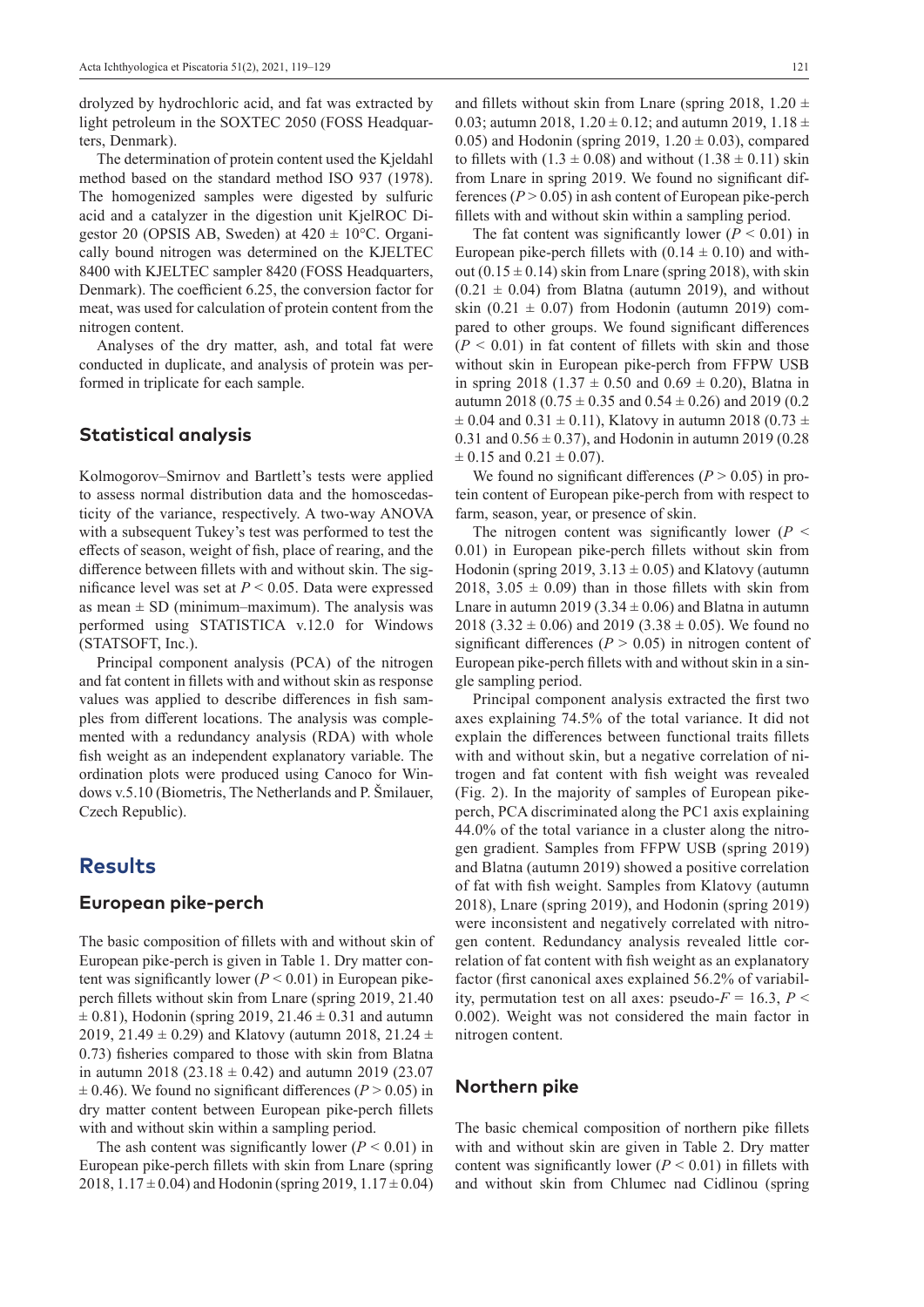drolyzed by hydrochloric acid, and fat was extracted by light petroleum in the SOXTEC 2050 (FOSS Headquarters, Denmark).

The determination of protein content used the Kjeldahl method based on the standard method ISO 937 (1978). The homogenized samples were digested by sulfuric acid and a catalyzer in the digestion unit KjelROC Digestor 20 (OPSIS AB, Sweden) at 420 ± 10°C. Organically bound nitrogen was determined on the KJELTEC 8400 with KJELTEC sampler 8420 (FOSS Headquarters, Denmark). The coefficient 6.25, the conversion factor for meat, was used for calculation of protein content from the nitrogen content.

Analyses of the dry matter, ash, and total fat were conducted in duplicate, and analysis of protein was performed in triplicate for each sample.

## Statistical analysis

Kolmogorov–Smirnov and Bartlett's tests were applied to assess normal distribution data and the homoscedasticity of the variance, respectively. A two-way ANOVA with a subsequent Tukey's test was performed to test the effects of season, weight of fish, place of rearing, and the difference between fillets with and without skin. The significance level was set at $P < 0.05$. Data were expressed as mean ± SD (minimum–maximum). The analysis was performed using STATISTICA v.12.0 for Windows (STATSOFT, Inc.).

Principal component analysis (PCA) of the nitrogen and fat content in fillets with and without skin as response values was applied to describe differences in fish samples from different locations. The analysis was complemented with a redundancy analysis (RDA) with whole fish weight as an independent explanatory variable. The ordination plots were produced using Canoco for Windows v.5.10 (Biometris, The Netherlands and P. Šmilauer, Czech Republic).

# Results

## European pike-perch

The basic composition of fillets with and without skin of European pike-perch is given in Table 1. Dry matter content was significantly lower ($P < 0.01$) in European pike-perch fillets without skin from Lnare (spring 2019, 21.40 ± 0.81), Hodonin (spring 2019, 21.46 ± 0.31 and autumn 2019, 21.49 ± 0.29) and Klatovy (autumn 2018, 21.24 ± 0.73) fisheries compared to those with skin from Blatna in autumn 2018 (23.18 ± 0.42) and autumn 2019 (23.07 ± 0.46). We found no significant differences ($P > 0.05$) in dry matter content between European pike-perch fillets with and without skin within a sampling period.

The ash content was significantly lower ($P < 0.01$) in European pike-perch fillets with skin from Lnare (spring 2018, 1.17 ± 0.04) and Hodonin (spring 2019, 1.17 ± 0.04) and fillets without skin from Lnare (spring 2018, 1.20 ± 0.03; autumn 2018, 1.20 ± 0.12; and autumn 2019, 1.18 ± 0.05) and Hodonin (spring 2019, 1.20 ± 0.03), compared to fillets with (1.3 ± 0.08) and without (1.38 ± 0.11) skin from Lnare in spring 2019. We found no significant differences ($P > 0.05$) in ash content of European pike-perch fillets with and without skin within a sampling period.

The fat content was significantly lower ($P < 0.01$) in European pike-perch fillets with (0.14 ± 0.10) and without (0.15 ± 0.14) skin from Lnare (spring 2018), with skin (0.21 ± 0.04) from Blatna (autumn 2019), and without skin (0.21 ± 0.07) from Hodonin (autumn 2019) compared to other groups. We found significant differences ($P < 0.01$) in fat content of fillets with skin and those without skin in European pike-perch from FFPW USB in spring 2018 (1.37 ± 0.50 and 0.69 ± 0.20), Blatna in autumn 2018 (0.75 ± 0.35 and 0.54 ± 0.26) and 2019 (0.2 ± 0.04 and 0.31 ± 0.11), Klatovy in autumn 2018 (0.73 ± 0.31 and 0.56 ± 0.37), and Hodonin in autumn 2019 (0.28 ± 0.15 and 0.21 ± 0.07).

We found no significant differences ($P > 0.05$) in protein content of European pike-perch from with respect to farm, season, year, or presence of skin.

The nitrogen content was significantly lower ($P < 0.01$) in European pike-perch fillets without skin from Hodonin (spring 2019, 3.13 ± 0.05) and Klatovy (autumn 2018, 3.05 ± 0.09) than in those fillets with skin from Lnare in autumn 2019 (3.34 ± 0.06) and Blatna in autumn 2018 (3.32 ± 0.06) and 2019 (3.38 ± 0.05). We found no significant differences ($P > 0.05$) in nitrogen content of European pike-perch fillets with and without skin in a single sampling period.

Principal component analysis extracted the first two axes explaining 74.5% of the total variance. It did not explain the differences between functional traits fillets with and without skin, but a negative correlation of nitrogen and fat content with fish weight was revealed (Fig. 2). In the majority of samples of European pike-perch, PCA discriminated along the PC1 axis explaining 44.0% of the total variance in a cluster along the nitrogen gradient. Samples from FFPW USB (spring 2019) and Blatna (autumn 2019) showed a positive correlation of fat with fish weight. Samples from Klatovy (autumn 2018), Lnare (spring 2019), and Hodonin (spring 2019) were inconsistent and negatively correlated with nitrogen content. Redundancy analysis revealed little correlation of fat content with fish weight as an explanatory factor (first canonical axes explained 56.2% of variability, permutation test on all axes: pseudo-$F = 16.3$, $P < 0.002$). Weight was not considered the main factor in nitrogen content.

## Northern pike

The basic chemical composition of northern pike fillets with and without skin are given in Table 2. Dry matter content was significantly lower ($P < 0.01$) in fillets with and without skin from Chlumec nad Cidlinou (spring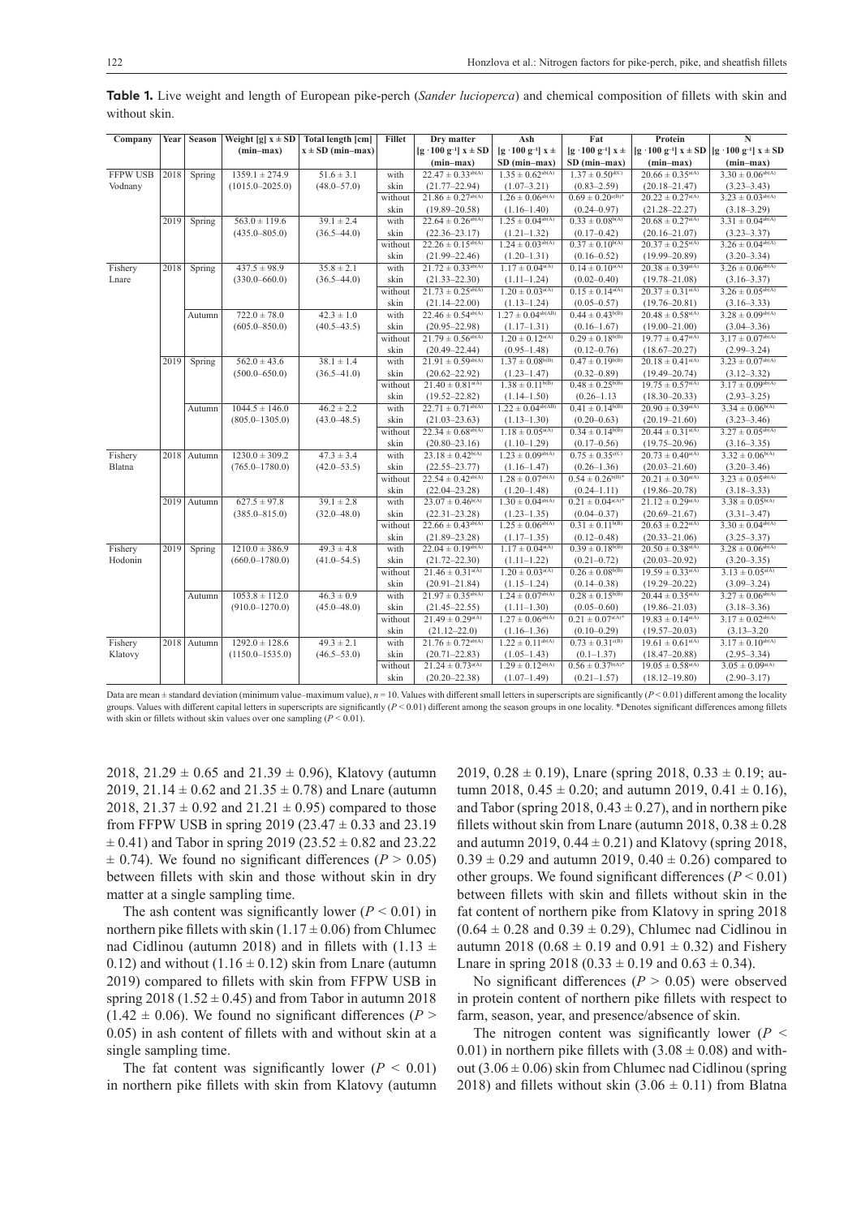**Table 1.** Live weight and length of European pike-perch (*Sander lucioperca*) and chemical composition of fillets with skin and without skin.

| Company | Year | Season | Weight [g] x ± SD (min–max) | Total length [cm] x ± SD (min–max) | Fillet | Dry matter [g · 100 g⁻¹] x ± SD (min–max) | Ash [g · 100 g⁻¹] x ± SD (min–max) | Fat [g · 100 g⁻¹] x ± SD (min–max) | Protein [g · 100 g⁻¹] x ± SD (min–max) | N [g · 100 g⁻¹] x ± SD (min–max) |
|---|---|---|---|---|---|---|---|---|---|---|
| FFPW USB Vodnany | 2018 | Spring | 1359.1 ± 274.9 (1015.0–2025.0) | 51.6 ± 3.1 (48.0–57.0) | with skin | 22.47 ± 0.33[ab(A)] (21.77–22.94) | 1.35 ± 0.62[ab(A)] (1.07–3.21) | 1.37 ± 0.50[a(C)] (0.83–2.59) | 20.66 ± 0.35[a(A)] (20.18–21.47) | 3.30 ± 0.06[ab(A)] (3.23–3.43) |
| | | | | | without skin | 21.86 ± 0.27[ab(A)] (19.89–20.58) | 1.26 ± 0.06[ab(A)] (1.16–1.40) | 0.69 ± 0.20[a(B)*] (0.24–0.97) | 20.22 ± 0.27[a(A)] (21.28–22.27) | 3.23 ± 0.03[ab(A)] (3.18–3.29) |
| | 2019 | Spring | 563.0 ± 119.6 (435.0–805.0) | 39.1 ± 2.4 (36.5–44.0) | with skin | 22.64 ± 0.26[ab(A)] (22.36–23.17) | 1.25 ± 0.04[ab(A)] (1.21–1.32) | 0.33 ± 0.08[b(A)] (0.17–0.42) | 20.68 ± 0.27[a(A)] (20.16–21.07) | 3.31 ± 0.04[ab(A)] (3.23–3.37) |
| | | | | | without skin | 22.26 ± 0.15[ab(A)] (21.99–22.46) | 1.24 ± 0.03[ab(A)] (1.20–1.31) | 0.37 ± 0.10[b(A)] (0.16–0.52) | 20.37 ± 0.25[a(A)] (19.99–20.89) | 3.26 ± 0.04[ab(A)] (3.20–3.34) |
| Fishery Lnare | 2018 | Spring | 437.5 ± 98.9 (330.0–660.0) | 35.8 ± 2.1 (36.5–44.0) | with skin | 21.72 ± 0.33[ab(A)] (21.33–22.30) | 1.17 ± 0.04[a(A)] (1.11–1.24) | 0.14 ± 0.10[a(A)] (0.02–0.40) | 20.38 ± 0.39[a(A)] (19.78–21.08) | 3.26 ± 0.06[ab(A)] (3.16–3.37) |
| | | | | | without skin | 21.73 ± 0.25[ab(A)] (21.14–22.00) | 1.20 ± 0.03[a(A)] (1.13–1.24) | 0.15 ± 0.14[a(A)] (0.05–0.57) | 20.37 ± 0.31[a(A)] (19.76–20.81) | 3.26 ± 0.05[ab(A)] (3.16–3.33) |
| | | Autumn | 722.0 ± 78.0 (605.0–850.0) | 42.3 ± 1.0 (40.5–43.5) | with skin | 22.46 ± 0.54[ab(A)] (20.95–22.98) | 1.27 ± 0.04[ab(AB)] (1.17–1.31) | 0.44 ± 0.43[b(B)] (0.16–1.67) | 20.48 ± 0.58[a(A)] (19.00–21.00) | 3.28 ± 0.09[ab(A)] (3.04–3.36) |
| | | | | | without skin | 21.79 ± 0.56[ab(A)] (20.49–22.44) | 1.20 ± 0.12[a(A)] (0.95–1.48) | 0.29 ± 0.18[b(B)] (0.12–0.76) | 19.77 ± 0.47[a(A)] (18.67–20.27) | 3.17 ± 0.07[ab(A)] (2.99–3.24) |
| | 2019 | Spring | 562.0 ± 43.6 (500.0–650.0) | 38.1 ± 1.4 (36.5–41.0) | with skin | 21.91 ± 0.59[ab(A)] (20.62–22.92) | 1.37 ± 0.08[b(B)] (1.23–1.47) | 0.47 ± 0.19[b(B)] (0.32–0.89) | 20.18 ± 0.41[a(A)] (19.49–20.74) | 3.23 ± 0.07[ab(A)] (3.12–3.32) |
| | | | | | without skin | 21.40 ± 0.81[a(A)] (19.52–22.82) | 1.38 ± 0.11[b(B)] (1.14–1.50) | 0.48 ± 0.25[b(B)] (0.26–1.13 | 19.75 ± 0.57[a(A)] (18.30–20.33) | 3.17 ± 0.09[ab(A)] (2.93–3.25) |
| | | Autumn | 1044.5 ± 146.0 (805.0–1305.0) | 46.2 ± 2.2 (43.0–48.5) | with skin | 22.71 ± 0.71[ab(A)] (21.03–23.63) | 1.22 ± 0.04[ab(AB)] (1.13–1.30) | 0.41 ± 0.14[b(B)] (0.20–0.63) | 20.90 ± 0.39[a(A)] (20.19–21.60) | 3.34 ± 0.06[b(A)] (3.23–3.46) |
| | | | | | without skin | 22.34 ± 0.68[ab(A)] (20.80–23.16) | 1.18 ± 0.05[a(A)] (1.10–1.29) | 0.34 ± 0.14[b(B)] (0.17–0.56) | 20.44 ± 0.31[a(A)] (19.75–20.96) | 3.27 ± 0.05[ab(A)] (3.16–3.35) |
| Fishery Blatna | 2018 | Autumn | 1230.0 ± 309.2 (765.0–1780.0) | 47.3 ± 3.4 (42.0–53.5) | with skin | 23.18 ± 0.42[b(A)] (22.55–23.77) | 1.23 ± 0.09[ab(A)] (1.16–1.47) | 0.75 ± 0.35[a(C)] (0.26–1.36) | 20.73 ± 0.40[a(A)] (20.03–21.60) | 3.32 ± 0.06[b(A)] (3.20–3.46) |
| | | | | | without skin | 22.54 ± 0.42[ab(A)] (22.04–23.28) | 1.28 ± 0.07[ab(A)] (1.20–1.48) | 0.54 ± 0.26[b(B)*] (0.24–1.11) | 20.21 ± 0.30[a(A)] (19.86–20.78) | 3.23 ± 0.05[ab(A)] (3.18–3.33) |
| | 2019 | Autumn | 627.5 ± 97.8 (385.0–815.0) | 39.1 ± 2.8 (32.0–48.0) | with skin | 23.07 ± 0.46[b(A)] (22.31–23.28) | 1.30 ± 0.04[ab(A)] (1.23–1.35) | 0.21 ± 0.04[a(A)*] (0.04–0.37) | 21.12 ± 0.29[a(A)] (20.69–21.67) | 3.38 ± 0.05[b(A)] (3.31–3.47) |
| | | | | | without skin | 22.66 ± 0.43[ab(A)] (21.89–23.28) | 1.25 ± 0.06[ab(A)] (1.17–1.35) | 0.31 ± 0.11[b(B)] (0.12–0.48) | 20.63 ± 0.22[a(A)] (20.33–21.06) | 3.30 ± 0.04[ab(A)] (3.25–3.37) |
| Fishery Hodonin | 2019 | Spring | 1210.0 ± 386.9 (660.0–1780.0) | 49.3 ± 4.8 (41.0–54.5) | with skin | 22.04 ± 0.19[ab(A)] (21.72–22.30) | 1.17 ± 0.04[a(A)] (1.11–1.22) | 0.39 ± 0.18[b(B)] (0.21–0.72) | 20.50 ± 0.38[a(A)] (20.03–20.92) | 3.28 ± 0.06[ab(A)] (3.20–3.35) |
| | | | | | without skin | 21.46 ± 0.31[a(A)] (20.91–21.84) | 1.20 ± 0.03[a(A)] (1.15–1.24) | 0.26 ± 0.08[b(B)] (0.14–0.38) | 19.59 ± 0.33[a(A)] (19.29–20.22) | 3.13 ± 0.05[a(A)] (3.09–3.24) |
| | | Autumn | 1053.8 ± 112.0 (910.0–1270.0) | 46.3 ± 0.9 (45.0–48.0) | with skin | 21.97 ± 0.35[ab(A)] (21.45–22.55) | 1.24 ± 0.07[ab(A)] (1.11–1.30) | 0.28 ± 0.15[b(B)] (0.05–0.60) | 20.44 ± 0.35[a(A)] (19.86–21.03) | 3.27 ± 0.06[ab(A)] (3.18–3.36) |
| | | | | | without skin | 21.49 ± 0.29[a(A)] (21.12–22.0) | 1.27 ± 0.06[ab(A)] (1.16–1.36) | 0.21 ± 0.07[a(A)*] (0.10–0.29) | 19.83 ± 0.14[a(A)] (19.57–20.03) | 3.17 ± 0.02[ab(A)] (3.13–3.20) |
| Fishery Klatovy | 2018 | Autumn | 1292.0 ± 128.6 (1150.0–1535.0) | 49.3 ± 2.1 (46.5–53.0) | with skin | 21.76 ± 0.72[ab(A)] (20.71–22.83) | 1.22 ± 0.11[ab(A)] (1.05–1.43) | 0.73 ± 0.31[a(B)] (0.1–1.37) | 19.61 ± 0.61[a(A)] (18.47–20.88) | 3.17 ± 0.10[ab(A)] (2.95–3.34) |
| | | | | | without skin | 21.24 ± 0.73[a(A)] (20.20–22.38) | 1.29 ± 0.12[ab(A)] (1.07–1.49) | 0.56 ± 0.37[b(A)*] (0.21–1.57) | 19.05 ± 0.58[a(A)] (18.12–19.80) | 3.05 ± 0.09[a(A)] (2.90–3.17) |

Data are mean ± standard deviation (minimum value–maximum value), $n = 10$. Values with different small letters in superscripts are significantly ($P < 0.01$) different among the locality groups. Values with different capital letters in superscripts are significantly ($P < 0.01$) different among the season groups in one locality. *Denotes significant differences among fillets with skin or fillets without skin values over one sampling ($P < 0.01$).

2018, 21.29 ± 0.65 and 21.39 ± 0.96), Klatovy (autumn 2019, 21.14 ± 0.62 and 21.35 ± 0.78) and Lnare (autumn 2018, 21.37 ± 0.92 and 21.21 ± 0.95) compared to those from FFPW USB in spring 2019 (23.47 ± 0.33 and 23.19 ± 0.41) and Tabor in spring 2019 (23.52 ± 0.82 and 23.22 ± 0.74). We found no significant differences ($P > 0.05$) between fillets with skin and those without skin in dry matter at a single sampling time.

The ash content was significantly lower ($P < 0.01$) in northern pike fillets with skin (1.17 ± 0.06) from Chlumec nad Cidlinou (autumn 2018) and in fillets with (1.13 ± 0.12) and without (1.16 ± 0.12) skin from Lnare (autumn 2019) compared to fillets with skin from FFPW USB in spring 2018 (1.52 ± 0.45) and from Tabor in autumn 2018 (1.42 ± 0.06). We found no significant differences ($P > 0.05$) in ash content of fillets with and without skin at a single sampling time.

The fat content was significantly lower ($P < 0.01$) in northern pike fillets with skin from Klatovy (autumn 2019, 0.28 ± 0.19), Lnare (spring 2018, 0.33 ± 0.19; autumn 2018, 0.45 ± 0.20; and autumn 2019, 0.41 ± 0.16), and Tabor (spring 2018, 0.43 ± 0.27), and in northern pike fillets without skin from Lnare (autumn 2018, 0.38 ± 0.28 and autumn 2019, 0.44 ± 0.21) and Klatovy (spring 2018, 0.39 ± 0.29 and autumn 2019, 0.40 ± 0.26) compared to other groups. We found significant differences ($P < 0.01$) between fillets with skin and fillets without skin in the fat content of northern pike from Klatovy in spring 2018 (0.64 ± 0.28 and 0.39 ± 0.29), Chlumec nad Cidlinou in autumn 2018 (0.68 ± 0.19 and 0.91 ± 0.32) and Fishery Lnare in spring 2018 (0.33 ± 0.19 and 0.63 ± 0.34).

No significant differences ($P > 0.05$) were observed in protein content of northern pike fillets with respect to farm, season, year, and presence/absence of skin.

The nitrogen content was significantly lower ($P < 0.01$) in northern pike fillets with (3.08 ± 0.08) and without (3.06 ± 0.06) skin from Chlumec nad Cidlinou (spring 2018) and fillets without skin (3.06 ± 0.11) from Blatna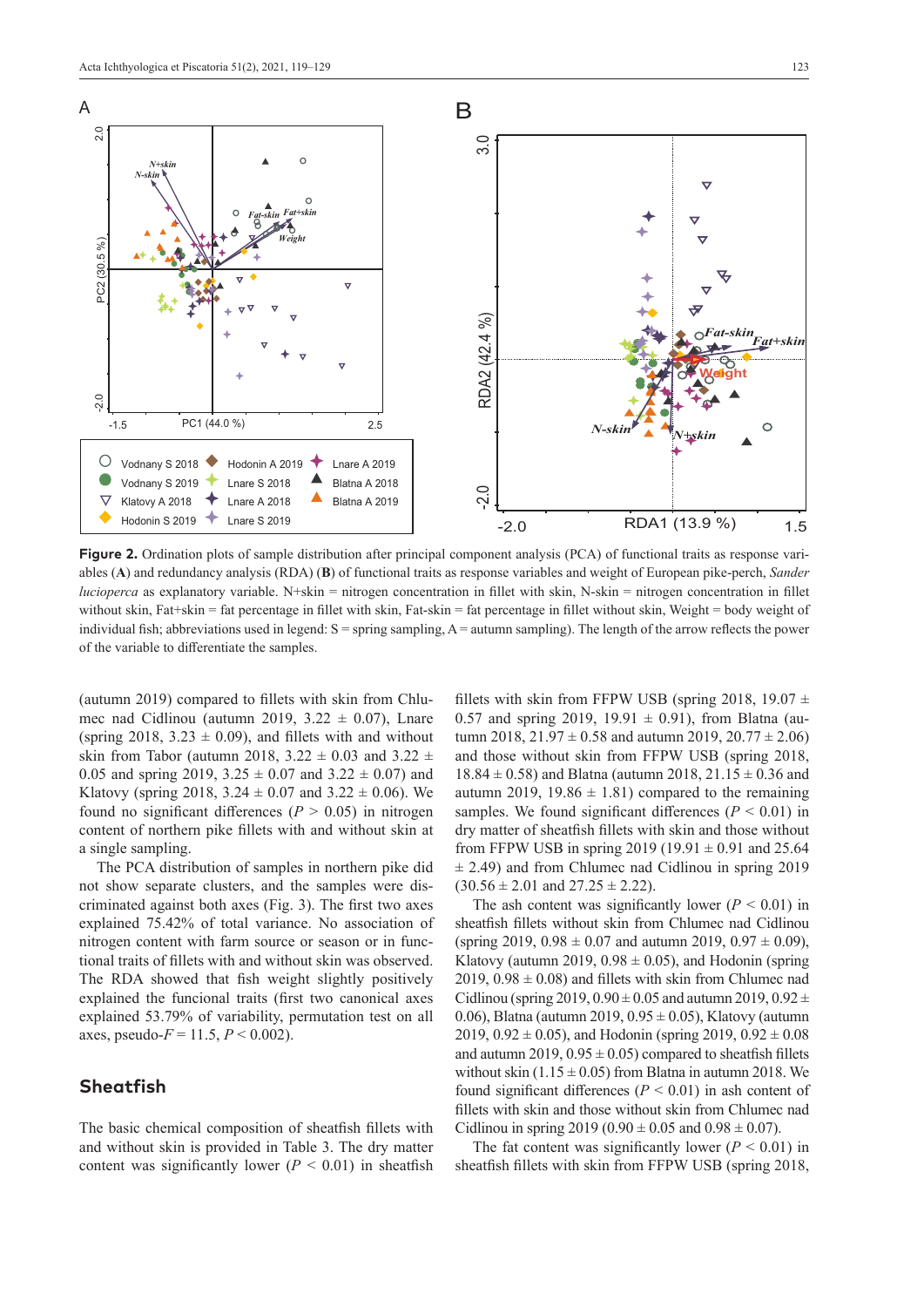**Figure 2.** Ordination plots of sample distribution after principal component analysis (PCA) of functional traits as response variables (**A**) and redundancy analysis (RDA) (**B**) of functional traits as response variables and weight of European pike-perch, *Sander lucioperca* as explanatory variable. N+skin = nitrogen concentration in fillet with skin, N-skin = nitrogen concentration in fillet without skin, Fat+skin = fat percentage in fillet with skin, Fat-skin = fat percentage in fillet without skin, Weight = body weight of individual fish; abbreviations used in legend: S = spring sampling, A = autumn sampling). The length of the arrow reflects the power of the variable to differentiate the samples.

(autumn 2019) compared to fillets with skin from Chlumec nad Cidlinou (autumn 2019, 3.22 ± 0.07), Lnare (spring 2018, 3.23 ± 0.09), and fillets with and without skin from Tabor (autumn 2018, 3.22 ± 0.03 and 3.22 ± 0.05 and spring 2019, 3.25 ± 0.07 and 3.22 ± 0.07) and Klatovy (spring 2018, 3.24 ± 0.07 and 3.22 ± 0.06). We found no significant differences ($P > 0.05$) in nitrogen content of northern pike fillets with and without skin at a single sampling.

The PCA distribution of samples in northern pike did not show separate clusters, and the samples were discriminated against both axes (Fig. 3). The first two axes explained 75.42% of total variance. No association of nitrogen content with farm source or season or in functional traits of fillets with and without skin was observed. The RDA showed that fish weight slightly positively explained the funcional traits (first two canonical axes explained 53.79% of variability, permutation test on all axes, pseudo-$F = 11.5$, $P < 0.002$).

## Sheatfish

The basic chemical composition of sheatfish fillets with and without skin is provided in Table 3. The dry matter content was significantly lower ($P < 0.01$) in sheatfish fillets with skin from FFPW USB (spring 2018, 19.07 ± 0.57 and spring 2019, 19.91 ± 0.91), from Blatna (autumn 2018, 21.97 ± 0.58 and autumn 2019, 20.77 ± 2.06) and those without skin from FFPW USB (spring 2018, 18.84 ± 0.58) and Blatna (autumn 2018, 21.15 ± 0.36 and autumn 2019, 19.86 ± 1.81) compared to the remaining samples. We found significant differences ($P < 0.01$) in dry matter of sheatfish fillets with skin and those without from FFPW USB in spring 2019 (19.91 ± 0.91 and 25.64 ± 2.49) and from Chlumec nad Cidlinou in spring 2019 (30.56 ± 2.01 and 27.25 ± 2.22).

The ash content was significantly lower ($P < 0.01$) in sheatfish fillets without skin from Chlumec nad Cidlinou (spring 2019, 0.98 ± 0.07 and autumn 2019, 0.97 ± 0.09), Klatovy (autumn 2019, 0.98 ± 0.05), and Hodonin (spring 2019, 0.98 ± 0.08) and fillets with skin from Chlumec nad Cidlinou (spring 2019, 0.90 ± 0.05 and autumn 2019, 0.92 ± 0.06), Blatna (autumn 2019, 0.95 ± 0.05), Klatovy (autumn 2019, 0.92 ± 0.05), and Hodonin (spring 2019, 0.92 ± 0.08 and autumn 2019, 0.95 ± 0.05) compared to sheatfish fillets without skin (1.15 ± 0.05) from Blatna in autumn 2018. We found significant differences ($P < 0.01$) in ash content of fillets with skin and those without skin from Chlumec nad Cidlinou in spring 2019 (0.90 ± 0.05 and 0.98 ± 0.07).

The fat content was significantly lower ($P < 0.01$) in sheatfish fillets with skin from FFPW USB (spring 2018,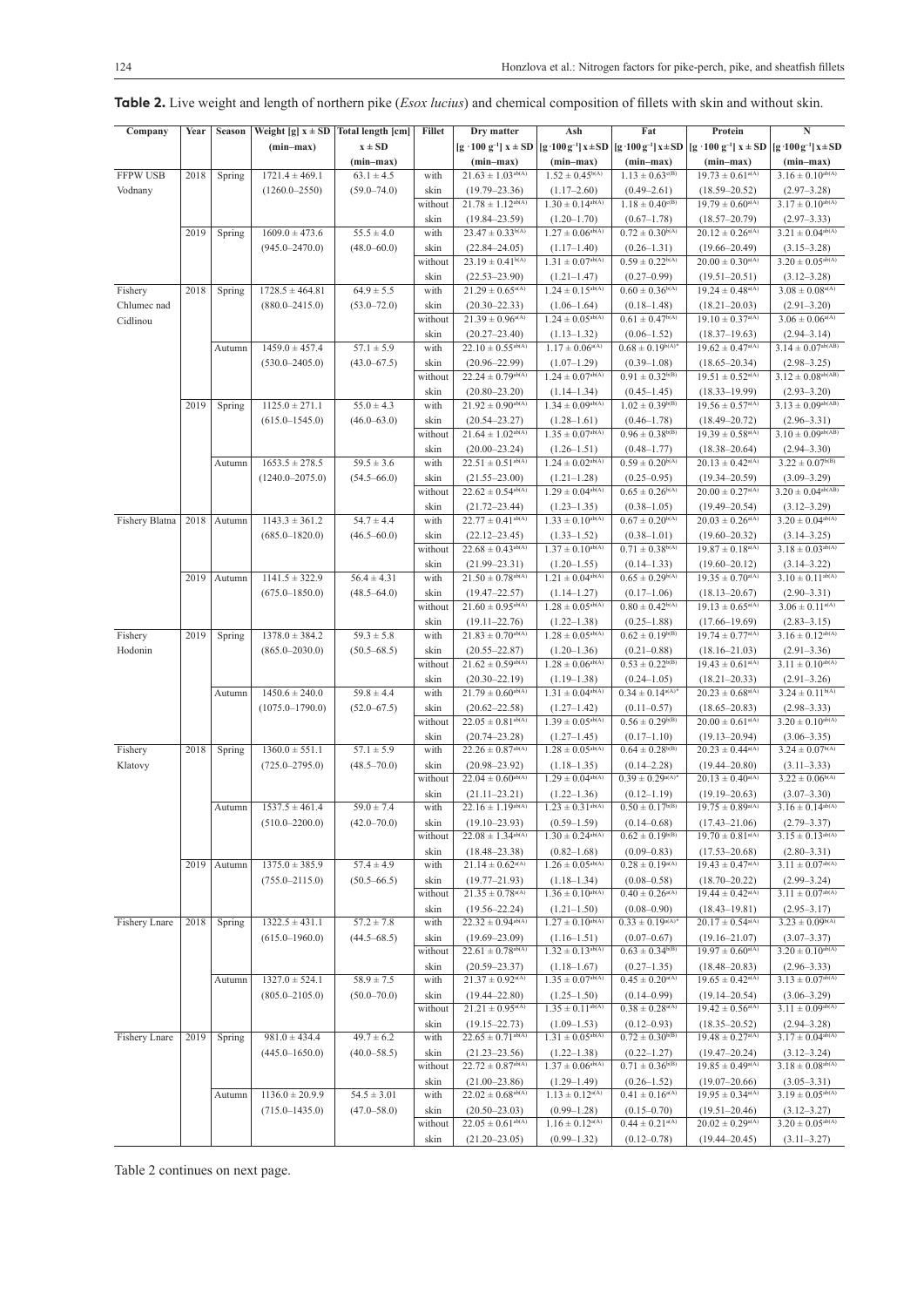**Table 2.** Live weight and length of northern pike (*Esox lucius*) and chemical composition of fillets with skin and without skin.

| Company | Year | Season | Weight [g] x ± SD (min–max) | Total length [cm] x ± SD (min–max) | Fillet | Dry matter [g · 100 g⁻¹] x ± SD (min–max) | Ash [g·100g⁻¹] x±SD (min–max) | Fat [g·100g⁻¹] x±SD (min–max) | Protein [g · 100 g⁻¹] x ± SD (min–max) | N [g·100g⁻¹] x±SD (min–max) |
|---|---|---|---|---|---|---|---|---|---|---|
| FFPW USB Vodnany | 2018 | Spring | 1721.4 ± 469.1 (1260.0–2550) | 63.1 ± 4.5 (59.0–74.0) | with skin | 21.63 ± 1.03^ab(A) (19.79–23.36) | 1.52 ± 0.45^b(A) (1.17–2.60) | 1.13 ± 0.63^c(B) (0.49–2.61) | 19.73 ± 0.61^a(A) (18.59–20.52) | 3.16 ± 0.10^ab(A) (2.97–3.28) |
| | | | | | without skin | 21.78 ± 1.12^ab(A) (19.84–23.59) | 1.30 ± 0.14^ab(A) (1.20–1.70) | 1.18 ± 0.40^c(B) (0.67–1.78) | 19.79 ± 0.60^a(A) (18.57–20.79) | 3.17 ± 0.10^ab(A) (2.97–3.33) |
| | 2019 | Spring | 1609.0 ± 473.6 (945.0–2470.0) | 55.5 ± 4.0 (48.0–60.0) | with skin | 23.47 ± 0.33^b(A) (22.84–24.05) | 1.27 ± 0.06^ab(A) (1.17–1.40) | 0.72 ± 0.30^b(A) (0.26–1.31) | 20.12 ± 0.26^a(A) (19.66–20.49) | 3.21 ± 0.04^ab(A) (3.15–3.28) |
| | | | | | without skin | 23.19 ± 0.41^b(A) (22.53–23.90) | 1.31 ± 0.07^ab(A) (1.21–1.47) | 0.59 ± 0.22^b(A) (0.27–0.99) | 20.00 ± 0.30^a(A) (19.51–20.51) | 3.20 ± 0.05^ab(A) (3.12–3.28) |
| Fishery Chlumec nad Cidlinou | 2018 | Spring | 1728.5 ± 464.81 (880.0–2415.0) | 64.9 ± 5.5 (53.0–72.0) | with skin | 21.29 ± 0.65^a(A) (20.30–22.33) | 1.24 ± 0.15^ab(A) (1.06–1.64) | 0.60 ± 0.36^b(A) (0.18–1.48) | 19.24 ± 0.48^a(A) (18.21–20.03) | 3.08 ± 0.08^a(A) (2.91–3.20) |
| | | | | | without skin | 21.39 ± 0.96^a(A) (20.27–23.40) | 1.24 ± 0.05^ab(A) (1.13–1.32) | 0.61 ± 0.47^b(A) (0.06–1.52) | 19.10 ± 0.37^a(A) (18.37–19.63) | 3.06 ± 0.06^a(A) (2.94–3.14) |
| | | Autumn | 1459.0 ± 457.4 (530.0–2405.0) | 57.1 ± 5.9 (43.0–67.5) | with skin | 22.10 ± 0.55^ab(A) (20.96–22.99) | 1.17 ± 0.06^a(A) (1.07–1.29) | 0.68 ± 0.19^b(A)* (0.39–1.08) | 19.62 ± 0.47^a(A) (18.65–20.34) | 3.14 ± 0.07^ab(AB) (2.98–3.25) |
| | | | | | without skin | 22.24 ± 0.79^ab(A) (20.80–23.20) | 1.24 ± 0.07^ab(A) (1.14–1.34) | 0.91 ± 0.32^b(B) (0.45–1.45) | 19.51 ± 0.52^a(A) (18.33–19.99) | 3.12 ± 0.08^ab(AB) (2.93–3.20) |
| | 2019 | Spring | 1125.0 ± 271.1 (615.0–1545.0) | 55.0 ± 4.3 (46.0–63.0) | with skin | 21.92 ± 0.90^ab(A) (20.54–23.27) | 1.34 ± 0.09^ab(A) (1.28–1.61) | 1.02 ± 0.39^b(B) (0.46–1.78) | 19.56 ± 0.57^a(A) (18.49–20.72) | 3.13 ± 0.09^ab(AB) (2.96–3.31) |
| | | | | | without skin | 21.64 ± 1.02^ab(A) (20.00–23.24) | 1.35 ± 0.07^ab(A) (1.26–1.51) | 0.96 ± 0.38^b(B) (0.48–1.77) | 19.39 ± 0.58^a(A) (18.38–20.64) | 3.10 ± 0.09^ab(AB) (2.94–3.30) |
| | | Autumn | 1653.5 ± 278.5 (1240.0–2075.0) | 59.5 ± 3.6 (54.5–66.0) | with skin | 22.51 ± 0.51^ab(A) (21.55–23.00) | 1.24 ± 0.02^ab(A) (1.21–1.28) | 0.59 ± 0.20^b(A) (0.25–0.95) | 20.13 ± 0.42^a(A) (19.34–20.59) | 3.22 ± 0.07^b(B) (3.09–3.29) |
| | | | | | without skin | 22.62 ± 0.54^ab(A) (21.72–23.44) | 1.29 ± 0.04^ab(A) (1.23–1.35) | 0.65 ± 0.26^b(A) (0.38–1.05) | 20.00 ± 0.27^a(A) (19.49–20.54) | 3.20 ± 0.04^ab(AB) (3.12–3.29) |
| Fishery Blatna | 2018 | Autumn | 1143.3 ± 361.2 (685.0–1820.0) | 54.7 ± 4.4 (46.5–60.0) | with skin | 22.77 ± 0.41^ab(A) (22.12–23.45) | 1.33 ± 0.10^ab(A) (1.33–1.52) | 0.67 ± 0.20^b(A) (0.38–1.01) | 20.03 ± 0.26^a(A) (19.60–20.32) | 3.20 ± 0.04^ab(A) (3.14–3.25) |
| | | | | | without skin | 22.68 ± 0.43^ab(A) (21.99–23.31) | 1.37 ± 0.10^ab(A) (1.20–1.55) | 0.71 ± 0.38^b(A) (0.14–1.33) | 19.87 ± 0.18^a(A) (19.60–20.12) | 3.18 ± 0.03^ab(A) (3.14–3.22) |
| | 2019 | Autumn | 1141.5 ± 322.9 (675.0–1850.0) | 56.4 ± 4.31 (48.5–64.0) | with skin | 21.50 ± 0.78^ab(A) (19.47–22.57) | 1.21 ± 0.04^ab(A) (1.14–1.27) | 0.65 ± 0.29^b(A) (0.17–1.06) | 19.35 ± 0.70^a(A) (18.13–20.67) | 3.10 ± 0.11^ab(A) (2.90–3.31) |
| | | | | | without skin | 21.60 ± 0.95^ab(A) (19.11–22.76) | 1.28 ± 0.05^ab(A) (1.22–1.38) | 0.80 ± 0.42^b(A) (0.25–1.88) | 19.13 ± 0.65^a(A) (17.66–19.69) | 3.06 ± 0.11^a(A) (2.83–3.15) |
| Fishery Hodonin | 2019 | Spring | 1378.0 ± 384.2 (865.0–2030.0) | 59.3 ± 5.8 (50.5–68.5) | with skin | 21.83 ± 0.70^ab(A) (20.55–22.87) | 1.28 ± 0.05^ab(A) (1.20–1.36) | 0.62 ± 0.19^b(B) (0.21–0.88) | 19.74 ± 0.77^a(A) (18.16–21.03) | 3.16 ± 0.12^ab(A) (2.91–3.36) |
| | | | | | without skin | 21.62 ± 0.59^ab(A) (20.30–22.19) | 1.28 ± 0.06^ab(A) (1.19–1.38) | 0.53 ± 0.22^b(B) (0.24–1.05) | 19.43 ± 0.61^a(A) (18.21–20.33) | 3.11 ± 0.10^ab(A) (2.91–3.26) |
| | | Autumn | 1450.6 ± 240.0 (1075.0–1790.0) | 59.8 ± 4.4 (52.0–67.5) | with skin | 21.79 ± 0.60^ab(A) (20.62–22.58) | 1.31 ± 0.04^ab(A) (1.27–1.42) | 0.34 ± 0.14^a(A)* (0.11–0.57) | 20.23 ± 0.68^a(A) (18.65–20.83) | 3.24 ± 0.11^b(A) (2.98–3.33) |
| | | | | | without skin | 22.05 ± 0.81^ab(A) (20.74–23.28) | 1.39 ± 0.05^ab(A) (1.27–1.45) | 0.56 ± 0.29^b(B) (0.17–1.10) | 20.00 ± 0.61^a(A) (19.13–20.94) | 3.20 ± 0.10^ab(A) (3.06–3.35) |
| Fishery Klatovy | 2018 | Spring | 1360.0 ± 551.1 (725.0–2795.0) | 57.1 ± 5.9 (48.5–70.0) | with skin | 22.26 ± 0.87^ab(A) (20.98–23.92) | 1.28 ± 0.05^ab(A) (1.18–1.35) | 0.64 ± 0.28^b(B) (0.14–2.28) | 20.23 ± 0.44^a(A) (19.44–20.80) | 3.24 ± 0.07^b(A) (3.11–3.33) |
| | | | | | without skin | 22.04 ± 0.60^ab(A) (21.11–23.21) | 1.29 ± 0.04^ab(A) (1.22–1.36) | 0.39 ± 0.29^a(A)* (0.12–1.19) | 20.13 ± 0.40^a(A) (19.19–20.63) | 3.22 ± 0.06^ab(A) (3.07–3.30) |
| | | Autumn | 1537.5 ± 461.4 (510.0–2200.0) | 59.0 ± 7.4 (42.0–70.0) | with skin | 22.16 ± 1.19^ab(A) (19.10–23.93) | 1.23 ± 0.31^ab(A) (0.59–1.59) | 0.50 ± 0.17^b(B) (0.14–0.68) | 19.75 ± 0.89^a(A) (17.43–21.06) | 3.16 ± 0.14^ab(A) (2.79–3.37) |
| | | | | | without skin | 22.08 ± 1.34^ab(A) (18.48–23.38) | 1.30 ± 0.24^ab(A) (0.82–1.68) | 0.62 ± 0.19^b(B) (0.09–0.83) | 19.70 ± 0.81^a(A) (17.53–20.68) | 3.15 ± 0.13^ab(A) (2.80–3.31) |
| | 2019 | Autumn | 1375.0 ± 385.9 (755.0–2115.0) | 57.4 ± 4.9 (50.5–66.5) | with skin | 21.14 ± 0.62^a(A) (19.77–21.93) | 1.26 ± 0.05^ab(A) (1.18–1.34) | 0.28 ± 0.19^a(A) (0.08–0.58) | 19.43 ± 0.47^a(A) (18.70–20.22) | 3.11 ± 0.07^ab(A) (2.99–3.24) |
| | | | | | without skin | 21.35 ± 0.78^a(A) (19.56–22.24) | 1.36 ± 0.10^ab(A) (1.21–1.50) | 0.40 ± 0.26^a(A) (0.08–0.90) | 19.44 ± 0.42^a(A) (18.43–19.81) | 3.11 ± 0.07^ab(A) (2.95–3.17) |
| Fishery Lnare | 2018 | Spring | 1322.5 ± 431.1 (615.0–1960.0) | 57.2 ± 7.8 (44.5–68.5) | with skin | 22.32 ± 0.94^ab(A) (19.69–23.09) | 1.27 ± 0.10^ab(A) (1.16–1.51) | 0.33 ± 0.19^a(A)* (0.07–0.67) | 20.17 ± 0.54^a(A) (19.16–21.07) | 3.23 ± 0.09^b(A) (3.07–3.37) |
| | | | | | without skin | 22.61 ± 0.78^ab(A) (20.59–23.37) | 1.32 ± 0.13^ab(A) (1.18–1.67) | 0.63 ± 0.34^b(B) (0.27–1.35) | 19.97 ± 0.60^a(A) (18.48–20.83) | 3.20 ± 0.10^ab(A) (2.96–3.33) |
| | | Autumn | 1327.0 ± 524.1 (805.0–2105.0) | 58.9 ± 7.5 (50.0–70.0) | with skin | 21.37 ± 0.92^a(A) (19.44–22.80) | 1.35 ± 0.07^ab(A) (1.25–1.50) | 0.45 ± 0.20^a(A) (0.14–0.99) | 19.65 ± 0.42^a(A) (19.14–20.54) | 3.13 ± 0.07^ab(A) (3.06–3.29) |
| | | | | | without skin | 21.21 ± 0.95^a(A) (19.15–22.73) | 1.35 ± 0.11^ab(A) (1.09–1.53) | 0.38 ± 0.28^a(A) (0.12–0.93) | 19.42 ± 0.56^a(A) (18.35–20.52) | 3.11 ± 0.09^ab(A) (2.94–3.28) |
| Fishery Lnare | 2019 | Spring | 981.0 ± 434.4 (445.0–1650.0) | 49.7 ± 6.2 (40.0–58.5) | with skin | 22.65 ± 0.71^ab(A) (21.23–23.56) | 1.31 ± 0.05^ab(A) (1.22–1.38) | 0.72 ± 0.30^b(B) (0.22–1.27) | 19.48 ± 0.27^a(A) (19.47–20.24) | 3.17 ± 0.04^ab(A) (3.12–3.24) |
| | | | | | without skin | 22.72 ± 0.87^ab(A) (21.00–23.86) | 1.37 ± 0.06^ab(A) (1.29–1.49) | 0.71 ± 0.36^b(B) (0.26–1.52) | 19.85 ± 0.49^a(A) (19.07–20.66) | 3.18 ± 0.08^ab(A) (3.05–3.31) |
| | | Autumn | 1136.0 ± 20.9.9 (715.0–1435.0) | 54.5 ± 3.01 (47.0–58.0) | with skin | 22.02 ± 0.68^ab(A) (20.50–23.03) | 1.13 ± 0.12^a(A) (0.99–1.28) | 0.41 ± 0.16^a(A) (0.15–0.70) | 19.95 ± 0.34^a(A) (19.51–20.46) | 3.19 ± 0.05^ab(A) (3.12–3.27) |
| | | | | | without skin | 22.05 ± 0.61^ab(A) (21.20–23.05) | 1.16 ± 0.12^a(A) (0.99–1.32) | 0.44 ± 0.21^a(A) (0.12–0.78) | 20.02 ± 0.29^a(A) (19.44–20.45) | 3.20 ± 0.05^ab(A) (3.11–3.27) |

Table 2 continues on next page.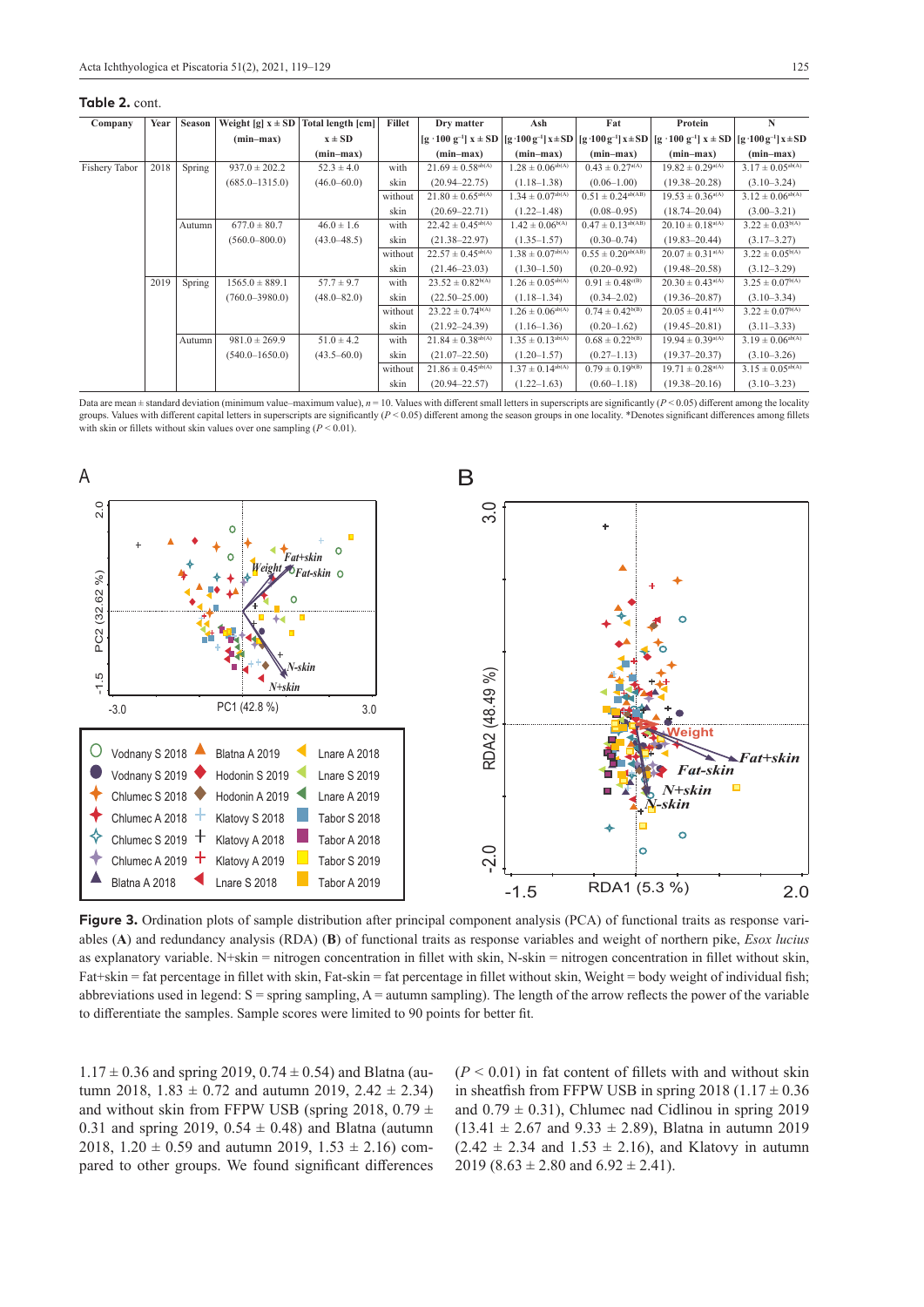**Table 2.** cont.

| Company | Year | Season | Weight [g] x ± SD (min–max) | Total length [cm] x ± SD (min–max) | Fillet | Dry matter [g · 100 g⁻¹] x ± SD (min–max) | Ash [g·100 g⁻¹] x ± SD (min–max) | Fat [g·100 g⁻¹] x ± SD (min–max) | Protein [g · 100 g⁻¹] x ± SD (min–max) | N [g·100 g⁻¹] x ± SD (min–max) |
|---|---|---|---|---|---|---|---|---|---|---|
| Fishery Tabor | 2018 | Spring | 937.0 ± 202.2 (685.0–1315.0) | 52.3 ± 4.0 (46.0–60.0) | with skin | 21.69 ± 0.58[ab(A)] (20.94–22.75) | 1.28 ± 0.06[ab(A)] (1.18–1.38) | 0.43 ± 0.27[a(A)] (0.06–1.00) | 19.82 ± 0.29[a(A)] (19.38–20.28) | 3.17 ± 0.05[ab(A)] (3.10–3.24) |
| | | | | | without skin | 21.80 ± 0.65[ab(A)] (20.69–22.71) | 1.34 ± 0.07[ab(A)] (1.22–1.48) | 0.51 ± 0.24[ab(AB)] (0.08–0.95) | 19.53 ± 0.36[a(A)] (18.74–20.04) | 3.12 ± 0.06[ab(A)] (3.00–3.21) |
| | | Autumn | 677.0 ± 80.7 (560.0–800.0) | 46.0 ± 1.6 (43.0–48.5) | with skin | 22.42 ± 0.45[ab(A)] (21.38–22.97) | 1.42 ± 0.06[b(A)] (1.35–1.57) | 0.47 ± 0.13[ab(AB)] (0.30–0.74) | 20.10 ± 0.18[a(A)] (19.83–20.44) | 3.22 ± 0.03[b(A)] (3.17–3.27) |
| | | | | | without skin | 22.57 ± 0.45[ab(A)] (21.46–23.03) | 1.38 ± 0.07[ab(A)] (1.30–1.50) | 0.55 ± 0.20[ab(AB)] (0.20–0.92) | 20.07 ± 0.31[a(A)] (19.48–20.58) | 3.22 ± 0.05[b(A)] (3.12–3.29) |
| | 2019 | Spring | 1565.0 ± 889.1 (760.0–3980.0) | 57.7 ± 9.7 (48.0–82.0) | with skin | 23.52 ± 0.82[b(A)] (22.50–25.00) | 1.26 ± 0.05[ab(A)] (1.18–1.34) | 0.91 ± 0.48[c(B)] (0.34–2.02) | 20.30 ± 0.43[a(A)] (19.36–20.87) | 3.25 ± 0.07[b(A)] (3.10–3.34) |
| | | | | | without skin | 23.22 ± 0.74[b(A)] (21.92–24.39) | 1.26 ± 0.06[ab(A)] (1.16–1.36) | 0.74 ± 0.42[b(B)] (0.20–1.62) | 20.05 ± 0.41[a(A)] (19.45–20.81) | 3.22 ± 0.07[b(A)] (3.11–3.33) |
| | | Autumn | 981.0 ± 269.9 (540.0–1650.0) | 51.0 ± 4.2 (43.5–60.0) | with skin | 21.84 ± 0.38[ab(A)] (21.07–22.50) | 1.35 ± 0.13[ab(A)] (1.20–1.57) | 0.68 ± 0.22[b(B)] (0.27–1.13) | 19.94 ± 0.39[a(A)] (19.37–20.37) | 3.19 ± 0.06[ab(A)] (3.10–3.26) |
| | | | | | without skin | 21.86 ± 0.45[ab(A)] (20.94–22.57) | 1.37 ± 0.14[ab(A)] (1.22–1.63) | 0.79 ± 0.19[b(B)] (0.60–1.18) | 19.71 ± 0.28[a(A)] (19.38–20.16) | 3.15 ± 0.05[ab(A)] (3.10–3.23) |

Data are mean ± standard deviation (minimum value–maximum value), $n = 10$. Values with different small letters in superscripts are significantly ($P < 0.05$) different among the locality groups. Values with different capital letters in superscripts are significantly ($P < 0.05$) different among the season groups in one locality. *Denotes significant differences among fillets with skin or fillets without skin values over one sampling ($P < 0.01$).

**Figure 3.** Ordination plots of sample distribution after principal component analysis (PCA) of functional traits as response variables (**A**) and redundancy analysis (RDA) (**B**) of functional traits as response variables and weight of northern pike, *Esox lucius* as explanatory variable. N+skin = nitrogen concentration in fillet with skin, N-skin = nitrogen concentration in fillet without skin, Fat+skin = fat percentage in fillet with skin, Fat-skin = fat percentage in fillet without skin, Weight = body weight of individual fish; abbreviations used in legend: S = spring sampling, A = autumn sampling). The length of the arrow reflects the power of the variable to differentiate the samples. Sample scores were limited to 90 points for better fit.

1.17 ± 0.36 and spring 2019, 0.74 ± 0.54) and Blatna (autumn 2018, 1.83 ± 0.72 and autumn 2019, 2.42 ± 2.34) and without skin from FFPW USB (spring 2018, 0.79 ± 0.31 and spring 2019, 0.54 ± 0.48) and Blatna (autumn 2018, 1.20 ± 0.59 and autumn 2019, 1.53 ± 2.16) compared to other groups. We found significant differences ($P < 0.01$) in fat content of fillets with and without skin in sheatfish from FFPW USB in spring 2018 (1.17 ± 0.36 and 0.79 ± 0.31), Chlumec nad Cidlinou in spring 2019 (13.41 ± 2.67 and 9.33 ± 2.89), Blatna in autumn 2019 (2.42 ± 2.34 and 1.53 ± 2.16), and Klatovy in autumn 2019 (8.63 ± 2.80 and 6.92 ± 2.41).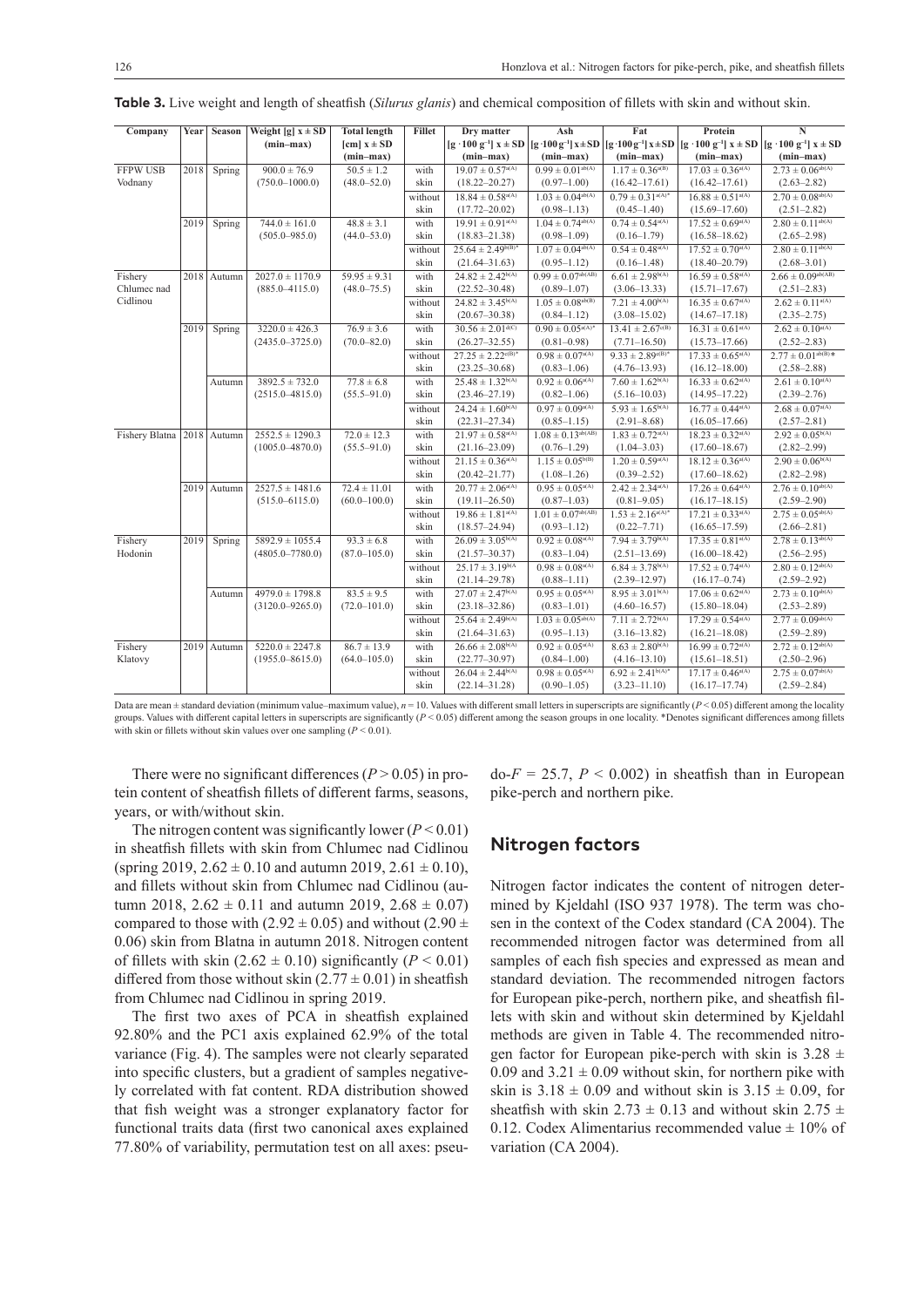**Table 3.** Live weight and length of sheatfish (*Silurus glanis*) and chemical composition of fillets with skin and without skin.

| Company | Year | Season | Weight [g] x ± SD (min–max) | Total length [cm] x ± SD (min–max) | Fillet | Dry matter [g · 100 g⁻¹] x ± SD (min–max) | Ash [g ·100 g⁻¹] x ± SD (min–max) | Fat [g ·100 g⁻¹] x ± SD (min–max) | Protein [g · 100 g⁻¹] x ± SD (min–max) | N [g · 100 g⁻¹] x ± SD (min–max) |
|---|---|---|---|---|---|---|---|---|---|---|
| FFPW USB Vodnany | 2018 | Spring | 900.0 ± 76.9 (750.0–1000.0) | 50.5 ± 1.2 (48.0–52.0) | with skin | 19.07 ± 0.57[a(A)] (18.22–20.27) | 0.99 ± 0.01[ab(A)] (0.97–1.00) | 1.17 ± 0.36[a(B)] (16.42–17.61) | 17.03 ± 0.36[a(A)] (16.42–17.61) | 2.73 ± 0.06[ab(A)] (2.63–2.82) |
| | | | | | without skin | 18.84 ± 0.58[a(A)] (17.72–20.02) | 1.03 ± 0.04[ab(A)] (0.98–1.13) | 0.79 ± 0.31[a(A)*] (0.45–1.40) | 16.88 ± 0.51[a(A)] (15.69–17.60) | 2.70 ± 0.08[ab(A)] (2.51–2.82) |
| | 2019 | Spring | 744.0 ± 161.0 (505.0–985.0) | 48.8 ± 3.1 (44.0–53.0) | with skin | 19.91 ± 0.91[a(A)] (18.83–21.38) | 1.04 ± 0.74[ab(A)] (0.98–1.09) | 0.74 ± 0.54[a(A)] (0.16–1.79) | 17.52 ± 0.69[a(A)] (16.58–18.62) | 2.80 ± 0.11[ab(A)] (2.65–2.98) |
| | | | | | without skin | 25.64 ± 2.49[b(B)*] (21.64–31.63) | 1.07 ± 0.04[ab(A)] (0.95–1.12) | 0.54 ± 0.48[a(A)] (0.16–1.48) | 17.52 ± 0.70[a(A)] (18.40–20.79) | 2.80 ± 0.11[ab(A)] (2.68–3.01) |
| Fishery Chlumec nad Cidlinou | 2018 | Autumn | 2027.0 ± 1170.9 (885.0–4115.0) | 59.95 ± 9.31 (48.0–75.5) | with skin | 24.82 ± 2.42[b(A)] (22.52–30.48) | 0.99 ± 0.07[ab(AB)] (0.89–1.07) | 6.61 ± 2.98[b(A)] (3.06–13.33) | 16.59 ± 0.58[a(A)] (15.71–17.67) | 2.66 ± 0.09[ab(AB)] (2.51–2.83) |
| | | | | | without skin | 24.82 ± 3.45[b(A)] (20.67–30.38) | 1.05 ± 0.08[ab(B)] (0.84–1.12) | 7.21 ± 4.00[b(A)] (3.08–15.02) | 16.35 ± 0.67[a(A)] (14.67–17.18) | 2.62 ± 0.11[a(A)] (2.35–2.75) |
| | 2019 | Spring | 3220.0 ± 426.3 (2435.0–3725.0) | 76.9 ± 3.6 (70.0–82.0) | with skin | 30.56 ± 2.01[d(C)] (26.27–32.55) | 0.90 ± 0.05[a(A)*] (0.81–0.98) | 13.41 ± 2.67[c(B)] (7.71–16.50) | 16.31 ± 0.61[a(A)] (15.73–17.66) | 2.62 ± 0.10[a(A)] (2.52–2.83) |
| | | | | | without skin | 27.25 ± 2.22[c(B)*] (23.25–30.68) | 0.98 ± 0.07[a(A)] (0.83–1.06) | 9.33 ± 2.89[c(B)*] (4.76–13.93) | 17.33 ± 0.65[a(A)] (16.12–18.00) | 2.77 ± 0.01[ab(B)]* (2.58–2.88) |
| | | Autumn | 3892.5 ± 732.0 (2515.0–4815.0) | 77.8 ± 6.8 (55.5–91.0) | with skin | 25.48 ± 1.32[b(A)] (23.46–27.19) | 0.92 ± 0.06[a(A)] (0.82–1.06) | 7.60 ± 1.62[b(A)] (5.16–10.03) | 16.33 ± 0.62[a(A)] (14.95–17.22) | 2.61 ± 0.10[a(A)] (2.39–2.76) |
| | | | | | without skin | 24.24 ± 1.60[b(A)] (22.31–27.34) | 0.97 ± 0.09[a(A)] (0.85–1.15) | 5.93 ± 1.65[b(A)] (2.91–8.68) | 16.77 ± 0.44[a(A)] (16.05–17.66) | 2.68 ± 0.07[a(A)] (2.57–2.81) |
| Fishery Blatna | 2018 | Autumn | 2552.5 ± 1290.3 (1005.0–4870.0) | 72.0 ± 12.3 (55.5–91.0) | with skin | 21.97 ± 0.58[a(A)] (21.16–23.09) | 1.08 ± 0.13[ab(AB)] (0.76–1.29) | 1.83 ± 0.72[a(A)] (1.04–3.03) | 18.23 ± 0.32[a(A)] (17.60–18.67) | 2.92 ± 0.05[b(A)] (2.82–2.99) |
| | | | | | without skin | 21.15 ± 0.36[a(A)] (20.42–21.77) | 1.15 ± 0.05[b(B)] (1.08–1.26) | 1.20 ± 0.59[a(A)] (0.39–2.52) | 18.12 ± 0.36[a(A)] (17.60–18.62) | 2.90 ± 0.06[b(A)] (2.82–2.98) |
| | 2019 | Autumn | 2527.5 ± 1481.6 (515.0–6115.0) | 72.4 ± 11.01 (60.0–100.0) | with skin | 20.77 ± 2.06[a(A)] (19.11–26.50) | 0.95 ± 0.05[a(A)] (0.87–1.03) | 2.42 ± 2.34[a(A)] (0.81–9.05) | 17.26 ± 0.64[a(A)] (16.17–18.15) | 2.76 ± 0.10[ab(A)] (2.59–2.90) |
| | | | | | without skin | 19.86 ± 1.81[a(A)] (18.57–24.94) | 1.01 ± 0.07[ab(AB)] (0.93–1.12) | 1.53 ± 2.16[a(A)*] (0.22–7.71) | 17.21 ± 0.33[a(A)] (16.65–17.59) | 2.75 ± 0.05[ab(A)] (2.66–2.81) |
| Fishery Hodonin | 2019 | Spring | 5892.9 ± 1055.4 (4805.0–7780.0) | 93.3 ± 6.8 (87.0–105.0) | with skin | 26.09 ± 3.05[b(A)] (21.57–30.37) | 0.92 ± 0.08[a(A)] (0.83–1.04) | 7.94 ± 3.79[b(A)] (2.51–13.69) | 17.35 ± 0.81[a(A)] (16.00–18.42) | 2.78 ± 0.13[ab(A)] (2.56–2.95) |
| | | | | | without skin | 25.17 ± 3.19[b(A)] (21.14–29.78) | 0.98 ± 0.08[a(A)] (0.88–1.11) | 6.84 ± 3.78[b(A)] (2.39–12.97) | 17.52 ± 0.74[a(A)] (16.17–0.74) | 2.80 ± 0.12[ab(A)] (2.59–2.92) |
| | | Autumn | 4979.0 ± 1798.8 (3120.0–9265.0) | 83.5 ± 9.5 (72.0–101.0) | with skin | 27.07 ± 2.47[b(A)] (23.18–32.86) | 0.95 ± 0.05[a(A)] (0.83–1.01) | 8.95 ± 3.01[b(A)] (4.60–16.57) | 17.06 ± 0.62[a(A)] (15.80–18.04) | 2.73 ± 0.10[ab(A)] (2.53–2.89) |
| | | | | | without skin | 25.64 ± 2.49[b(A)] (21.64–31.63) | 1.03 ± 0.05[ab(A)] (0.95–1.13) | 7.11 ± 2.72[b(A)] (3.16–13.82) | 17.29 ± 0.54[a(A)] (16.21–18.08) | 2.77 ± 0.09[ab(A)] (2.59–2.89) |
| Fishery Klatovy | 2019 | Autumn | 5220.0 ± 2247.8 (1955.0–8615.0) | 86.7 ± 13.9 (64.0–105.0) | with skin | 26.66 ± 2.08[b(A)] (22.77–30.97) | 0.92 ± 0.05[a(A)] (0.84–1.00) | 8.63 ± 2.80[b(A)] (4.16–13.10) | 16.99 ± 0.72[a(A)] (15.61–18.51) | 2.72 ± 0.12[ab(A)] (2.50–2.96) |
| | | | | | without skin | 26.04 ± 2.44[b(A)] (22.14–31.28) | 0.98 ± 0.05[a(A)] (0.90–1.05) | 6.92 ± 2.41[b(A)*] (3.23–11.10) | 17.17 ± 0.46[a(A)] (16.17–17.74) | 2.75 ± 0.07[ab(A)] (2.59–2.84) |

Data are mean ± standard deviation (minimum value–maximum value), $n = 10$. Values with different small letters in superscripts are significantly ($P < 0.05$) different among the locality groups. Values with different capital letters in superscripts are significantly ($P < 0.05$) different among the season groups in one locality. *Denotes significant differences among fillets with skin or fillets without skin values over one sampling ($P < 0.01$).

There were no significant differences ($P > 0.05$) in protein content of sheatfish fillets of different farms, seasons, years, or with/without skin.

The nitrogen content was significantly lower ($P < 0.01$) in sheatfish fillets with skin from Chlumec nad Cidlinou (spring 2019, 2.62 ± 0.10 and autumn 2019, 2.61 ± 0.10), and fillets without skin from Chlumec nad Cidlinou (autumn 2018, 2.62 ± 0.11 and autumn 2019, 2.68 ± 0.07) compared to those with (2.92 ± 0.05) and without (2.90 ± 0.06) skin from Blatna in autumn 2018. Nitrogen content of fillets with skin (2.62 ± 0.10) significantly ($P < 0.01$) differed from those without skin (2.77 ± 0.01) in sheatfish from Chlumec nad Cidlinou in spring 2019.

The first two axes of PCA in sheatfish explained 92.80% and the PC1 axis explained 62.9% of the total variance (Fig. 4). The samples were not clearly separated into specific clusters, but a gradient of samples negatively correlated with fat content. RDA distribution showed that fish weight was a stronger explanatory factor for functional traits data (first two canonical axes explained 77.80% of variability, permutation test on all axes: pseudo-$F = 25.7$, $P < 0.002$) in sheatfish than in European pike-perch and northern pike.

## Nitrogen factors

Nitrogen factor indicates the content of nitrogen determined by Kjeldahl (ISO 937 1978). The term was chosen in the context of the Codex standard (CA 2004). The recommended nitrogen factor was determined from all samples of each fish species and expressed as mean and standard deviation. The recommended nitrogen factors for European pike-perch, northern pike, and sheatfish fillets with skin and without skin determined by Kjeldahl methods are given in Table 4. The recommended nitrogen factor for European pike-perch with skin is 3.28 ± 0.09 and 3.21 ± 0.09 without skin, for northern pike with skin is 3.18 ± 0.09 and without skin is 3.15 ± 0.09, for sheatfish with skin 2.73 ± 0.13 and without skin 2.75 ± 0.12. Codex Alimentarius recommended value ± 10% of variation (CA 2004).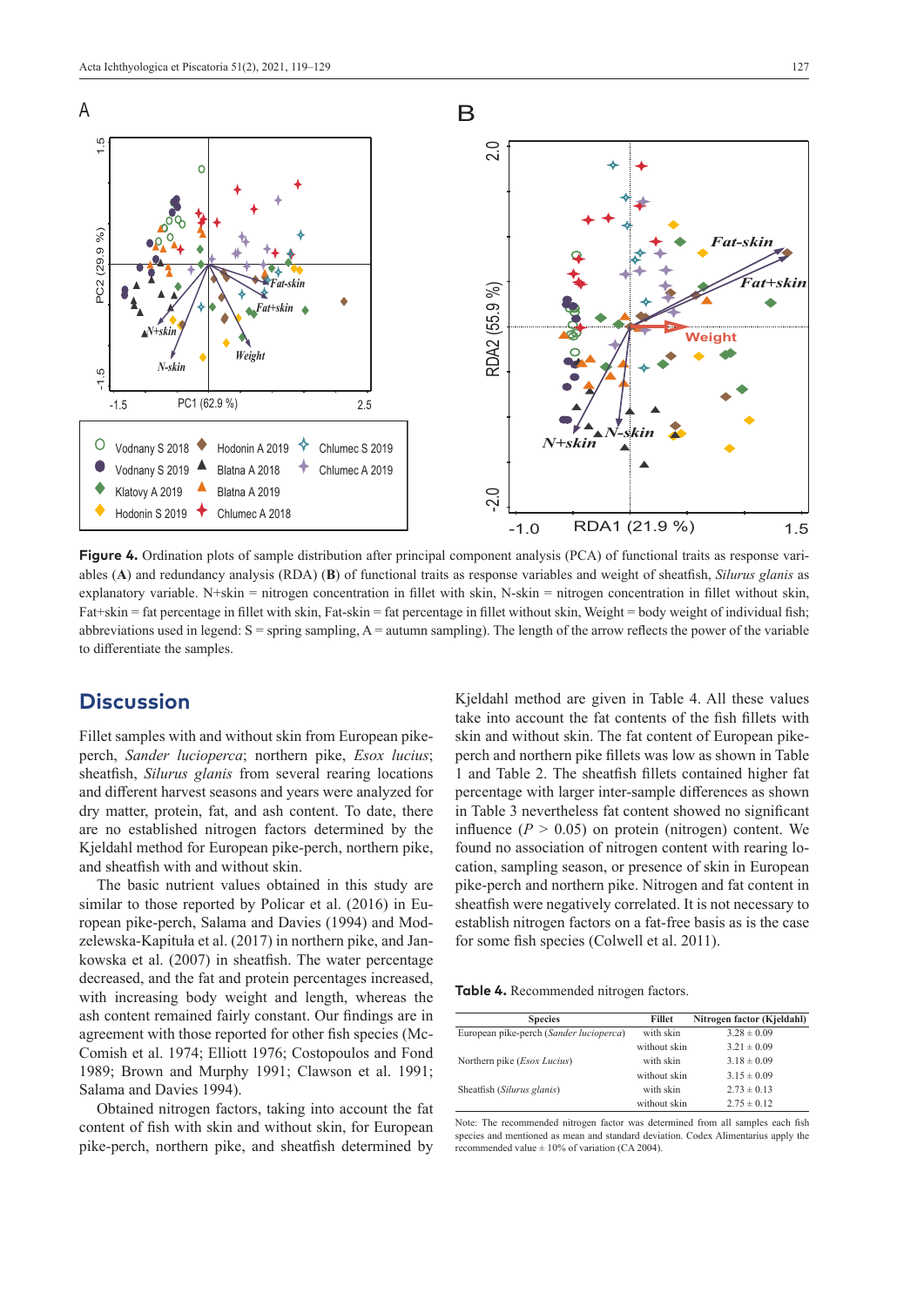**Figure 4.** Ordination plots of sample distribution after principal component analysis (PCA) of functional traits as response variables (**A**) and redundancy analysis (RDA) (**B**) of functional traits as response variables and weight of sheatfish, *Silurus glanis* as explanatory variable. N+skin = nitrogen concentration in fillet with skin, N-skin = nitrogen concentration in fillet without skin, Fat+skin = fat percentage in fillet with skin, Fat-skin = fat percentage in fillet without skin, Weight = body weight of individual fish; abbreviations used in legend: S = spring sampling, A = autumn sampling). The length of the arrow reflects the power of the variable to differentiate the samples.

## Discussion

Fillet samples with and without skin from European pike-perch, *Sander lucioperca*; northern pike, *Esox lucius*; sheatfish, *Silurus glanis* from several rearing locations and different harvest seasons and years were analyzed for dry matter, protein, fat, and ash content. To date, there are no established nitrogen factors determined by the Kjeldahl method for European pike-perch, northern pike, and sheatfish with and without skin.

The basic nutrient values obtained in this study are similar to those reported by Policar et al. (2016) in European pike-perch, Salama and Davies (1994) and Modzelewska-Kapituła et al. (2017) in northern pike, and Jankowska et al. (2007) in sheatfish. The water percentage decreased, and the fat and protein percentages increased, with increasing body weight and length, whereas the ash content remained fairly constant. Our findings are in agreement with those reported for other fish species (McComish et al. 1974; Elliott 1976; Costopoulos and Fond 1989; Brown and Murphy 1991; Clawson et al. 1991; Salama and Davies 1994).

Obtained nitrogen factors, taking into account the fat content of fish with skin and without skin, for European pike-perch, northern pike, and sheatfish determined by Kjeldahl method are given in Table 4. All these values take into account the fat contents of the fish fillets with skin and without skin. The fat content of European pike-perch and northern pike fillets was low as shown in Table 1 and Table 2. The sheatfish fillets contained higher fat percentage with larger inter-sample differences as shown in Table 3 nevertheless fat content showed no significant influence ($P > 0.05$) on protein (nitrogen) content. We found no association of nitrogen content with rearing location, sampling season, or presence of skin in European pike-perch and northern pike. Nitrogen and fat content in sheatfish were negatively correlated. It is not necessary to establish nitrogen factors on a fat-free basis as is the case for some fish species (Colwell et al. 2011).

**Table 4.** Recommended nitrogen factors.

| Species | Fillet | Nitrogen factor (Kjeldahl) |
|---|---|---|
| European pike-perch (*Sander lucioperca*) | with skin | 3.28 ± 0.09 |
| | without skin | 3.21 ± 0.09 |
| Northern pike (*Esox Lucius*) | with skin | 3.18 ± 0.09 |
| | without skin | 3.15 ± 0.09 |
| Sheatfish (*Silurus glanis*) | with skin | 2.73 ± 0.13 |
| | without skin | 2.75 ± 0.12 |

Note: The recommended nitrogen factor was determined from all samples each fish species and mentioned as mean and standard deviation. Codex Alimentarius apply the recommended value ± 10% of variation (CA 2004).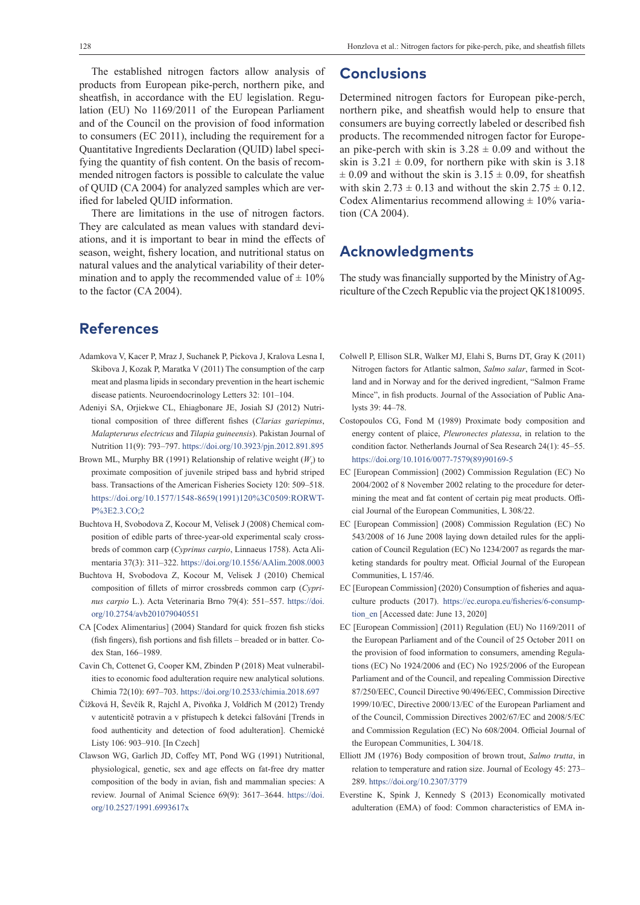The established nitrogen factors allow analysis of products from European pike-perch, northern pike, and sheatfish, in accordance with the EU legislation. Regulation (EU) No 1169/2011 of the European Parliament and of the Council on the provision of food information to consumers (EC 2011), including the requirement for a Quantitative Ingredients Declaration (QUID) label specifying the quantity of fish content. On the basis of recommended nitrogen factors is possible to calculate the value of QUID (CA 2004) for analyzed samples which are verified for labeled QUID information.

There are limitations in the use of nitrogen factors. They are calculated as mean values with standard deviations, and it is important to bear in mind the effects of season, weight, fishery location, and nutritional status on natural values and the analytical variability of their determination and to apply the recommended value of ± 10% to the factor (CA 2004).

## Conclusions

Determined nitrogen factors for European pike-perch, northern pike, and sheatfish would help to ensure that consumers are buying correctly labeled or described fish products. The recommended nitrogen factor for European pike-perch with skin is 3.28 ± 0.09 and without the skin is 3.21 ± 0.09, for northern pike with skin is 3.18 ± 0.09 and without the skin is 3.15 ± 0.09, for sheatfish with skin 2.73 ± 0.13 and without the skin 2.75 ± 0.12. Codex Alimentarius recommend allowing ± 10% variation (CA 2004).

## Acknowledgments

The study was financially supported by the Ministry of Agriculture of the Czech Republic via the project QK1810095.

## References

Adamkova V, Kacer P, Mraz J, Suchanek P, Pickova J, Kralova Lesna I, Skibova J, Kozak P, Maratka V (2011) The consumption of the carp meat and plasma lipids in secondary prevention in the heart ischemic disease patients. Neuroendocrinology Letters 32: 101–104.

Adeniyi SA, Orjiekwe CL, Ehiagbonare JE, Josiah SJ (2012) Nutritional composition of three different fishes (*Clarias gariepinus*, *Malapterurus electricus* and *Tilapia guineensis*). Pakistan Journal of Nutrition 11(9): 793–797. https://doi.org/10.3923/pjn.2012.891.895

Brown ML, Murphy BR (1991) Relationship of relative weight ($W_r$) to proximate composition of juvenile striped bass and hybrid striped bass. Transactions of the American Fisheries Society 120: 509–518. https://doi.org/10.1577/1548-8659(1991)120%3C0509:RORWTP%3E2.3.CO;2

Buchtova H, Svobodova Z, Kocour M, Velisek J (2008) Chemical composition of edible parts of three-year-old experimental scaly crossbreds of common carp (*Cyprinus carpio*, Linnaeus 1758). Acta Alimentaria 37(3): 311–322. https://doi.org/10.1556/AAlim.2008.0003

Buchtova H, Svobodova Z, Kocour M, Velisek J (2010) Chemical composition of fillets of mirror crossbreds common carp (*Cyprinus carpio* L.). Acta Veterinaria Brno 79(4): 551–557. https://doi.org/10.2754/avb201079040551

CA [Codex Alimentarius] (2004) Standard for quick frozen fish sticks (fish fingers), fish portions and fish fillets – breaded or in batter. Codex Stan, 166–1989.

Cavin Ch, Cottenet G, Cooper KM, Zbinden P (2018) Meat vulnerabilities to economic food adulteration require new analytical solutions. Chimia 72(10): 697–703. https://doi.org/10.2533/chimia.2018.697

Čížková H, Ševčík R, Rajchl A, Pivoňka J, Voldřich M (2012) Trendy v autenticitě potravin a v přístupech k detekci falšování [Trends in food authenticity and detection of food adulteration]. Chemické Listy 106: 903–910. [In Czech]

Clawson WG, Garlich JD, Coffey MT, Pond WG (1991) Nutritional, physiological, genetic, sex and age effects on fat-free dry matter composition of the body in avian, fish and mammalian species: A review. Journal of Animal Science 69(9): 3617–3644. https://doi.org/10.2527/1991.6993617x

Colwell P, Ellison SLR, Walker MJ, Elahi S, Burns DT, Gray K (2011) Nitrogen factors for Atlantic salmon, *Salmo salar*, farmed in Scotland and in Norway and for the derived ingredient, "Salmon Frame Mince", in fish products. Journal of the Association of Public Analysts 39: 44–78.

Costopoulos CG, Fond M (1989) Proximate body composition and energy content of plaice, *Pleuronectes platessa*, in relation to the condition factor. Netherlands Journal of Sea Research 24(1): 45–55. https://doi.org/10.1016/0077-7579(89)90169-5

EC [European Commission] (2002) Commission Regulation (EC) No 2004/2002 of 8 November 2002 relating to the procedure for determining the meat and fat content of certain pig meat products. Official Journal of the European Communities, L 308/22.

EC [European Commission] (2008) Commission Regulation (EC) No 543/2008 of 16 June 2008 laying down detailed rules for the application of Council Regulation (EC) No 1234/2007 as regards the marketing standards for poultry meat. Official Journal of the European Communities, L 157/46.

EC [European Commission] (2020) Consumption of fisheries and aquaculture products (2017). https://ec.europa.eu/fisheries/6-consumption_en [Accessed date: June 13, 2020]

EC [European Commission] (2011) Regulation (EU) No 1169/2011 of the European Parliament and of the Council of 25 October 2011 on the provision of food information to consumers, amending Regulations (EC) No 1924/2006 and (EC) No 1925/2006 of the European Parliament and of the Council, and repealing Commission Directive 87/250/EEC, Council Directive 90/496/EEC, Commission Directive 1999/10/EC, Directive 2000/13/EC of the European Parliament and of the Council, Commission Directives 2002/67/EC and 2008/5/EC and Commission Regulation (EC) No 608/2004. Official Journal of the European Communities, L 304/18.

Elliott JM (1976) Body composition of brown trout, *Salmo trutta*, in relation to temperature and ration size. Journal of Ecology 45: 273–289. https://doi.org/10.2307/3779

Everstine K, Spink J, Kennedy S (2013) Economically motivated adulteration (EMA) of food: Common characteristics of EMA in-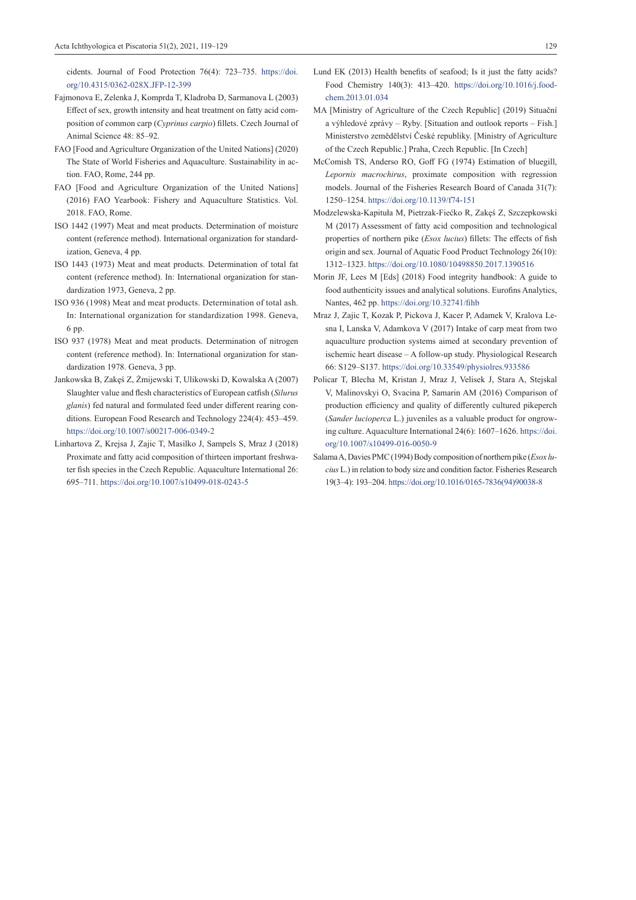cidents. Journal of Food Protection 76(4): 723–735. https://doi.org/10.4315/0362-028X.JFP-12-399

Fajmonova E, Zelenka J, Komprda T, Kladroba D, Sarmanova L (2003) Effect of sex, growth intensity and heat treatment on fatty acid composition of common carp (*Cyprinus carpio*) fillets. Czech Journal of Animal Science 48: 85–92.

FAO [Food and Agriculture Organization of the United Nations] (2020) The State of World Fisheries and Aquaculture. Sustainability in action. FAO, Rome, 244 pp.

FAO [Food and Agriculture Organization of the United Nations] (2016) FAO Yearbook: Fishery and Aquaculture Statistics. Vol. 2018. FAO, Rome.

ISO 1442 (1997) Meat and meat products. Determination of moisture content (reference method). International organization for standardization, Geneva, 4 pp.

ISO 1443 (1973) Meat and meat products. Determination of total fat content (reference method). In: International organization for standardization 1973, Geneva, 2 pp.

ISO 936 (1998) Meat and meat products. Determination of total ash. In: International organization for standardization 1998. Geneva, 6 pp.

ISO 937 (1978) Meat and meat products. Determination of nitrogen content (reference method). In: International organization for standardization 1978. Geneva, 3 pp.

Jankowska B, Zakęś Z, Żmijewski T, Ulikowski D, Kowalska A (2007) Slaughter value and flesh characteristics of European catfish (*Silurus glanis*) fed natural and formulated feed under different rearing conditions. European Food Research and Technology 224(4): 453–459. https://doi.org/10.1007/s00217-006-0349-2

Linhartova Z, Krejsa J, Zajic T, Masilko J, Sampels S, Mraz J (2018) Proximate and fatty acid composition of thirteen important freshwater fish species in the Czech Republic. Aquaculture International 26: 695–711. https://doi.org/10.1007/s10499-018-0243-5

Lund EK (2013) Health benefits of seafood; Is it just the fatty acids? Food Chemistry 140(3): 413–420. https://doi.org/10.1016/j.foodchem.2013.01.034

MA [Ministry of Agriculture of the Czech Republic] (2019) Situační a výhledové zprávy – Ryby. [Situation and outlook reports – Fish.] Ministerstvo zemědělství České republiky. [Ministry of Agriculture of the Czech Republic.] Praha, Czech Republic. [In Czech]

McComish TS, Anderso RO, Goff FG (1974) Estimation of bluegill, *Lepornis macrochirus*, proximate composition with regression models. Journal of the Fisheries Research Board of Canada 31(7): 1250–1254. https://doi.org/10.1139/f74-151

Modzelewska-Kapituła M, Pietrzak-Fiećko R, Zakęś Z, Szczepkowski M (2017) Assessment of fatty acid composition and technological properties of northern pike (*Esox lucius*) fillets: The effects of fish origin and sex. Journal of Aquatic Food Product Technology 26(10): 1312–1323. https://doi.org/10.1080/10498850.2017.1390516

Morin JF, Lees M [Eds] (2018) Food integrity handbook: A guide to food authenticity issues and analytical solutions. Eurofins Analytics, Nantes, 462 pp. https://doi.org/10.32741/fihb

Mraz J, Zajic T, Kozak P, Pickova J, Kacer P, Adamek V, Kralova Lesna I, Lanska V, Adamkova V (2017) Intake of carp meat from two aquaculture production systems aimed at secondary prevention of ischemic heart disease – A follow-up study. Physiological Research 66: S129–S137. https://doi.org/10.33549/physiolres.933586

Policar T, Blecha M, Kristan J, Mraz J, Velisek J, Stara A, Stejskal V, Malinovskyi O, Svacina P, Samarin AM (2016) Comparison of production efficiency and quality of differently cultured pikeperch (*Sander lucioperca* L.) juveniles as a valuable product for ongrowing culture. Aquaculture International 24(6): 1607–1626. https://doi.org/10.1007/s10499-016-0050-9

Salama A, Davies PMC (1994) Body composition of northern pike (*Esox lucius* L.) in relation to body size and condition factor. Fisheries Research 19(3–4): 193–204. https://doi.org/10.1016/0165-7836(94)90038-8